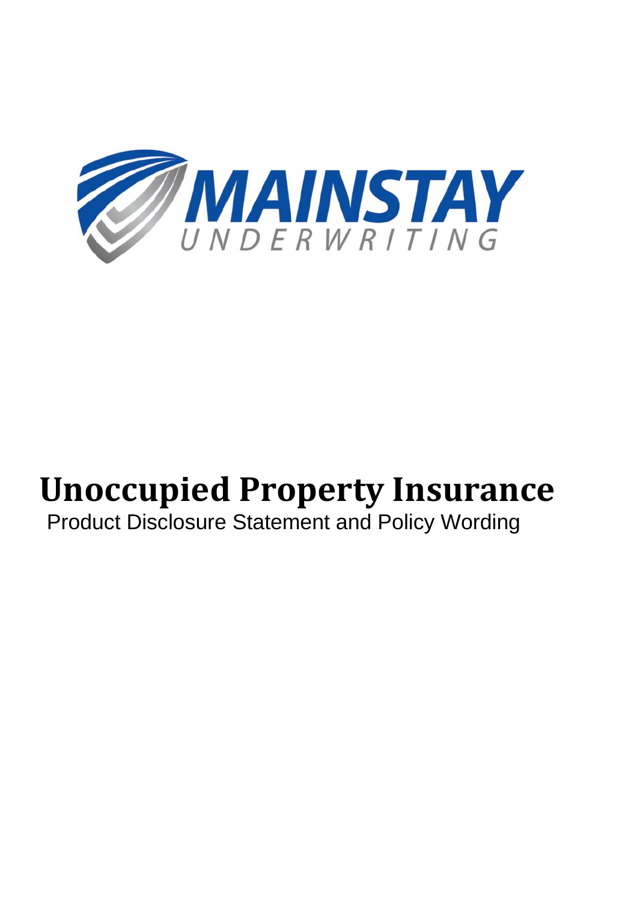MAINSTAY UNDERWRITING

# Unoccupied Property Insurance

Product Disclosure Statement and Policy Wording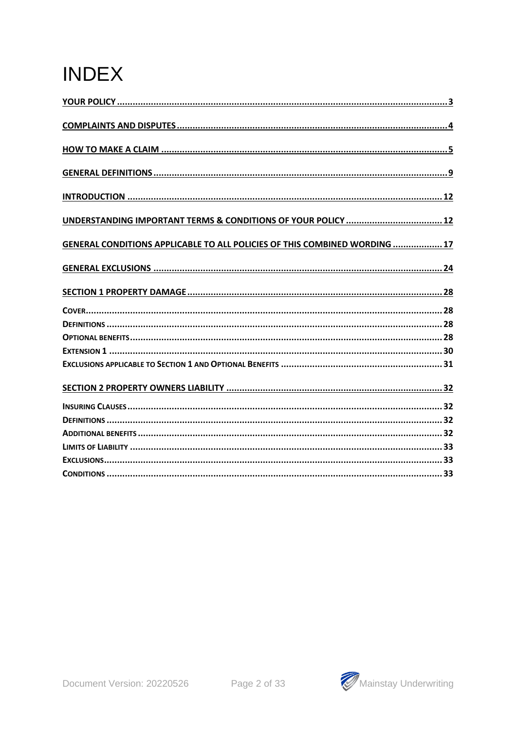# INDEX

| | |
|---|---|
| **YOUR POLICY** | **3** |
| **COMPLAINTS AND DISPUTES** | **4** |
| **HOW TO MAKE A CLAIM** | **5** |
| **GENERAL DEFINITIONS** | **9** |
| **INTRODUCTION** | **12** |
| **UNDERSTANDING IMPORTANT TERMS & CONDITIONS OF YOUR POLICY** | **12** |
| **GENERAL CONDITIONS APPLICABLE TO ALL POLICIES OF THIS COMBINED WORDING** | **17** |
| **GENERAL EXCLUSIONS** | **24** |
| **SECTION 1 PROPERTY DAMAGE** | **28** |
| **COVER** | **28** |
| **DEFINITIONS** | **28** |
| **OPTIONAL BENEFITS** | **28** |
| **EXTENSION 1** | **30** |
| **EXCLUSIONS APPLICABLE TO SECTION 1 AND OPTIONAL BENEFITS** | **31** |
| **SECTION 2 PROPERTY OWNERS LIABILITY** | **32** |
| **INSURING CLAUSES** | **32** |
| **DEFINITIONS** | **32** |
| **ADDITIONAL BENEFITS** | **32** |
| **LIMITS OF LIABILITY** | **33** |
| **EXCLUSIONS** | **33** |
| **CONDITIONS** | **33** |

Document Version: 20220526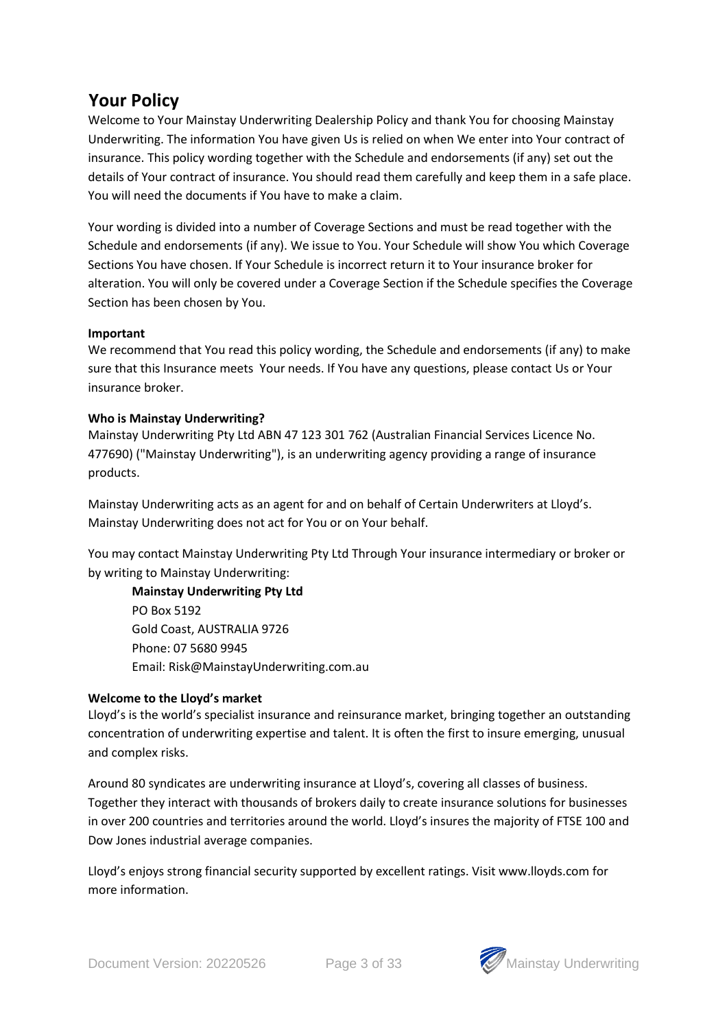## Your Policy

Welcome to Your Mainstay Underwriting Dealership Policy and thank You for choosing Mainstay Underwriting. The information You have given Us is relied on when We enter into Your contract of insurance. This policy wording together with the Schedule and endorsements (if any) set out the details of Your contract of insurance. You should read them carefully and keep them in a safe place. You will need the documents if You have to make a claim.

Your wording is divided into a number of Coverage Sections and must be read together with the Schedule and endorsements (if any). We issue to You. Your Schedule will show You which Coverage Sections You have chosen. If Your Schedule is incorrect return it to Your insurance broker for alteration. You will only be covered under a Coverage Section if the Schedule specifies the Coverage Section has been chosen by You.

**Important**

We recommend that You read this policy wording, the Schedule and endorsements (if any) to make sure that this Insurance meets Your needs. If You have any questions, please contact Us or Your insurance broker.

**Who is Mainstay Underwriting?**

Mainstay Underwriting Pty Ltd ABN 47 123 301 762 (Australian Financial Services Licence No. 477690) ("Mainstay Underwriting"), is an underwriting agency providing a range of insurance products.

Mainstay Underwriting acts as an agent for and on behalf of Certain Underwriters at Lloyd's. Mainstay Underwriting does not act for You or on Your behalf.

You may contact Mainstay Underwriting Pty Ltd Through Your insurance intermediary or broker or by writing to Mainstay Underwriting:

> **Mainstay Underwriting Pty Ltd**
> PO Box 5192
> Gold Coast, AUSTRALIA 9726
> Phone: 07 5680 9945
> Email: Risk@MainstayUnderwriting.com.au

**Welcome to the Lloyd's market**

Lloyd's is the world's specialist insurance and reinsurance market, bringing together an outstanding concentration of underwriting expertise and talent. It is often the first to insure emerging, unusual and complex risks.

Around 80 syndicates are underwriting insurance at Lloyd's, covering all classes of business. Together they interact with thousands of brokers daily to create insurance solutions for businesses in over 200 countries and territories around the world. Lloyd's insures the majority of FTSE 100 and Dow Jones industrial average companies.

Lloyd's enjoys strong financial security supported by excellent ratings. Visit www.lloyds.com for more information.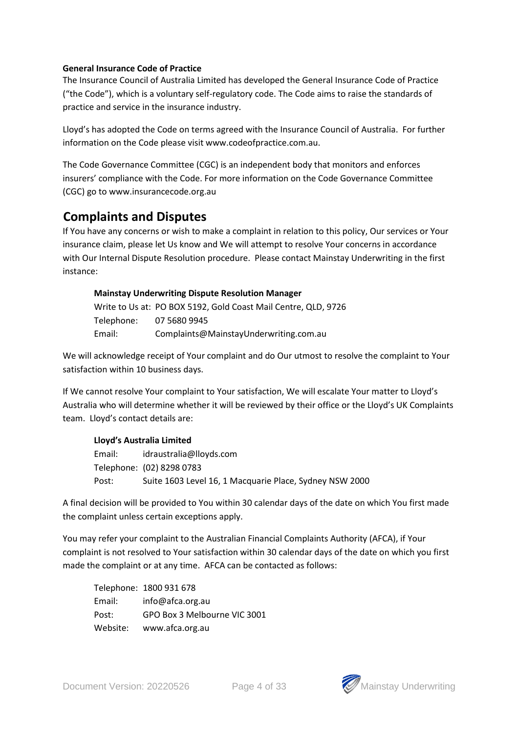**General Insurance Code of Practice**

The Insurance Council of Australia Limited has developed the General Insurance Code of Practice ("the Code"), which is a voluntary self-regulatory code. The Code aims to raise the standards of practice and service in the insurance industry.

Lloyd's has adopted the Code on terms agreed with the Insurance Council of Australia. For further information on the Code please visit www.codeofpractice.com.au.

The Code Governance Committee (CGC) is an independent body that monitors and enforces insurers' compliance with the Code. For more information on the Code Governance Committee (CGC) go to www.insurancecode.org.au

## Complaints and Disputes

If You have any concerns or wish to make a complaint in relation to this policy, Our services or Your insurance claim, please let Us know and We will attempt to resolve Your concerns in accordance with Our Internal Dispute Resolution procedure. Please contact Mainstay Underwriting in the first instance:

**Mainstay Underwriting Dispute Resolution Manager**

Write to Us at: PO BOX 5192, Gold Coast Mail Centre, QLD, 9726
Telephone: 07 5680 9945
Email: Complaints@MainstayUnderwriting.com.au

We will acknowledge receipt of Your complaint and do Our utmost to resolve the complaint to Your satisfaction within 10 business days.

If We cannot resolve Your complaint to Your satisfaction, We will escalate Your matter to Lloyd's Australia who will determine whether it will be reviewed by their office or the Lloyd's UK Complaints team. Lloyd's contact details are:

**Lloyd's Australia Limited**

Email: idraustralia@lloyds.com
Telephone: (02) 8298 0783
Post: Suite 1603 Level 16, 1 Macquarie Place, Sydney NSW 2000

A final decision will be provided to You within 30 calendar days of the date on which You first made the complaint unless certain exceptions apply.

You may refer your complaint to the Australian Financial Complaints Authority (AFCA), if Your complaint is not resolved to Your satisfaction within 30 calendar days of the date on which you first made the complaint or at any time. AFCA can be contacted as follows:

Telephone: 1800 931 678
Email: info@afca.org.au
Post: GPO Box 3 Melbourne VIC 3001
Website: www.afca.org.au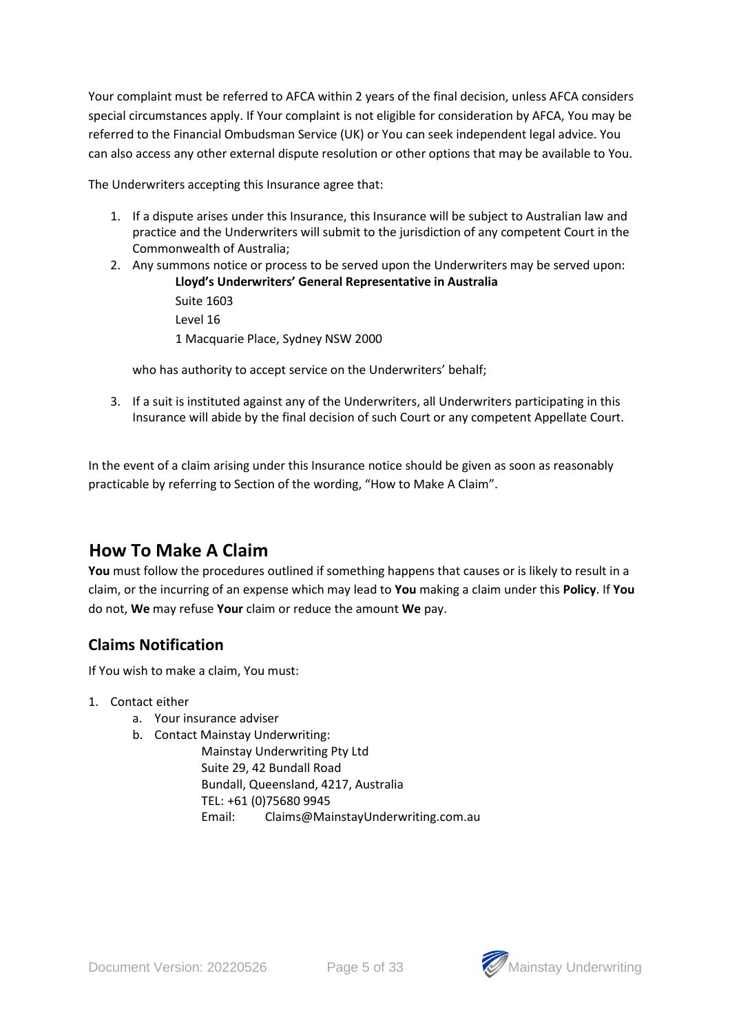Your complaint must be referred to AFCA within 2 years of the final decision, unless AFCA considers special circumstances apply. If Your complaint is not eligible for consideration by AFCA, You may be referred to the Financial Ombudsman Service (UK) or You can seek independent legal advice. You can also access any other external dispute resolution or other options that may be available to You.

The Underwriters accepting this Insurance agree that:

1. If a dispute arises under this Insurance, this Insurance will be subject to Australian law and practice and the Underwriters will submit to the jurisdiction of any competent Court in the Commonwealth of Australia;
2. Any summons notice or process to be served upon the Underwriters may be served upon:

   **Lloyd's Underwriters' General Representative in Australia**
   Suite 1603
   Level 16
   1 Macquarie Place, Sydney NSW 2000

   who has authority to accept service on the Underwriters' behalf;
3. If a suit is instituted against any of the Underwriters, all Underwriters participating in this Insurance will abide by the final decision of such Court or any competent Appellate Court.

In the event of a claim arising under this Insurance notice should be given as soon as reasonably practicable by referring to Section of the wording, "How to Make A Claim".

## How To Make A Claim

**You** must follow the procedures outlined if something happens that causes or is likely to result in a claim, or the incurring of an expense which may lead to **You** making a claim under this **Policy**. If **You** do not, **We** may refuse **Your** claim or reduce the amount **We** pay.

### Claims Notification

If You wish to make a claim, You must:

1. Contact either
   a. Your insurance adviser
   b. Contact Mainstay Underwriting:

      Mainstay Underwriting Pty Ltd
      Suite 29, 42 Bundall Road
      Bundall, Queensland, 4217, Australia
      TEL: +61 (0)75680 9945
      Email: Claims@MainstayUnderwriting.com.au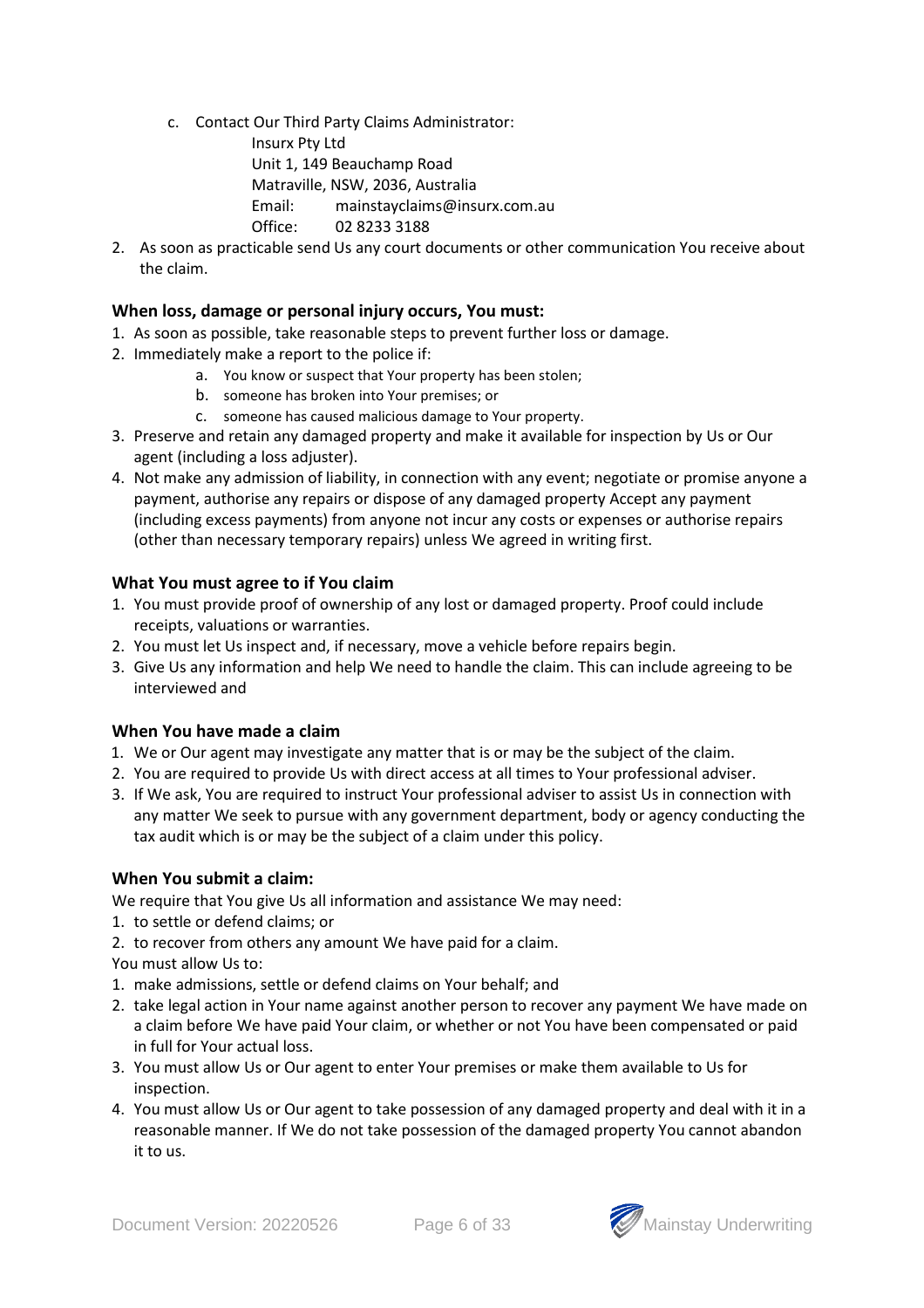c. Contact Our Third Party Claims Administrator:

   Insurx Pty Ltd
   Unit 1, 149 Beauchamp Road
   Matraville, NSW, 2036, Australia
   Email: mainstayclaims@insurx.com.au
   Office: 02 8233 3188

2. As soon as practicable send Us any court documents or other communication You receive about the claim.

### When loss, damage or personal injury occurs, You must:

1. As soon as possible, take reasonable steps to prevent further loss or damage.
2. Immediately make a report to the police if:
   a. You know or suspect that Your property has been stolen;
   b. someone has broken into Your premises; or
   c. someone has caused malicious damage to Your property.
3. Preserve and retain any damaged property and make it available for inspection by Us or Our agent (including a loss adjuster).
4. Not make any admission of liability, in connection with any event; negotiate or promise anyone a payment, authorise any repairs or dispose of any damaged property Accept any payment (including excess payments) from anyone not incur any costs or expenses or authorise repairs (other than necessary temporary repairs) unless We agreed in writing first.

### What You must agree to if You claim

1. You must provide proof of ownership of any lost or damaged property. Proof could include receipts, valuations or warranties.
2. You must let Us inspect and, if necessary, move a vehicle before repairs begin.
3. Give Us any information and help We need to handle the claim. This can include agreeing to be interviewed and

### When You have made a claim

1. We or Our agent may investigate any matter that is or may be the subject of the claim.
2. You are required to provide Us with direct access at all times to Your professional adviser.
3. If We ask, You are required to instruct Your professional adviser to assist Us in connection with any matter We seek to pursue with any government department, body or agency conducting the tax audit which is or may be the subject of a claim under this policy.

### When You submit a claim:

We require that You give Us all information and assistance We may need:

1. to settle or defend claims; or
2. to recover from others any amount We have paid for a claim.

You must allow Us to:

1. make admissions, settle or defend claims on Your behalf; and
2. take legal action in Your name against another person to recover any payment We have made on a claim before We have paid Your claim, or whether or not You have been compensated or paid in full for Your actual loss.
3. You must allow Us or Our agent to enter Your premises or make them available to Us for inspection.
4. You must allow Us or Our agent to take possession of any damaged property and deal with it in a reasonable manner. If We do not take possession of the damaged property You cannot abandon it to us.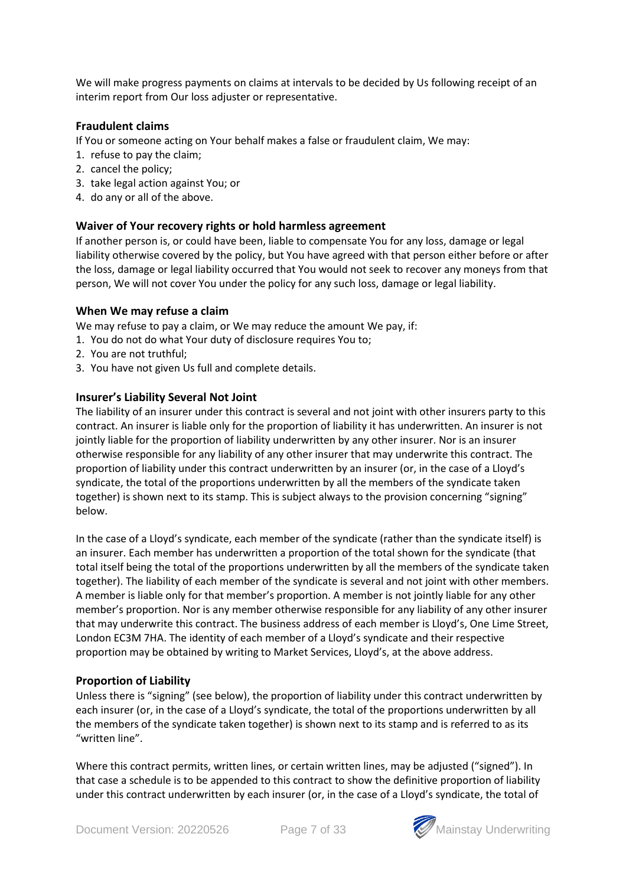We will make progress payments on claims at intervals to be decided by Us following receipt of an interim report from Our loss adjuster or representative.

### Fraudulent claims

If You or someone acting on Your behalf makes a false or fraudulent claim, We may:

1. refuse to pay the claim;
2. cancel the policy;
3. take legal action against You; or
4. do any or all of the above.

### Waiver of Your recovery rights or hold harmless agreement

If another person is, or could have been, liable to compensate You for any loss, damage or legal liability otherwise covered by the policy, but You have agreed with that person either before or after the loss, damage or legal liability occurred that You would not seek to recover any moneys from that person, We will not cover You under the policy for any such loss, damage or legal liability.

### When We may refuse a claim

We may refuse to pay a claim, or We may reduce the amount We pay, if:

1. You do not do what Your duty of disclosure requires You to;
2. You are not truthful;
3. You have not given Us full and complete details.

### Insurer's Liability Several Not Joint

The liability of an insurer under this contract is several and not joint with other insurers party to this contract. An insurer is liable only for the proportion of liability it has underwritten. An insurer is not jointly liable for the proportion of liability underwritten by any other insurer. Nor is an insurer otherwise responsible for any liability of any other insurer that may underwrite this contract. The proportion of liability under this contract underwritten by an insurer (or, in the case of a Lloyd's syndicate, the total of the proportions underwritten by all the members of the syndicate taken together) is shown next to its stamp. This is subject always to the provision concerning "signing" below.

In the case of a Lloyd's syndicate, each member of the syndicate (rather than the syndicate itself) is an insurer. Each member has underwritten a proportion of the total shown for the syndicate (that total itself being the total of the proportions underwritten by all the members of the syndicate taken together). The liability of each member of the syndicate is several and not joint with other members. A member is liable only for that member's proportion. A member is not jointly liable for any other member's proportion. Nor is any member otherwise responsible for any liability of any other insurer that may underwrite this contract. The business address of each member is Lloyd's, One Lime Street, London EC3M 7HA. The identity of each member of a Lloyd's syndicate and their respective proportion may be obtained by writing to Market Services, Lloyd's, at the above address.

### Proportion of Liability

Unless there is "signing" (see below), the proportion of liability under this contract underwritten by each insurer (or, in the case of a Lloyd's syndicate, the total of the proportions underwritten by all the members of the syndicate taken together) is shown next to its stamp and is referred to as its "written line".

Where this contract permits, written lines, or certain written lines, may be adjusted ("signed"). In that case a schedule is to be appended to this contract to show the definitive proportion of liability under this contract underwritten by each insurer (or, in the case of a Lloyd's syndicate, the total of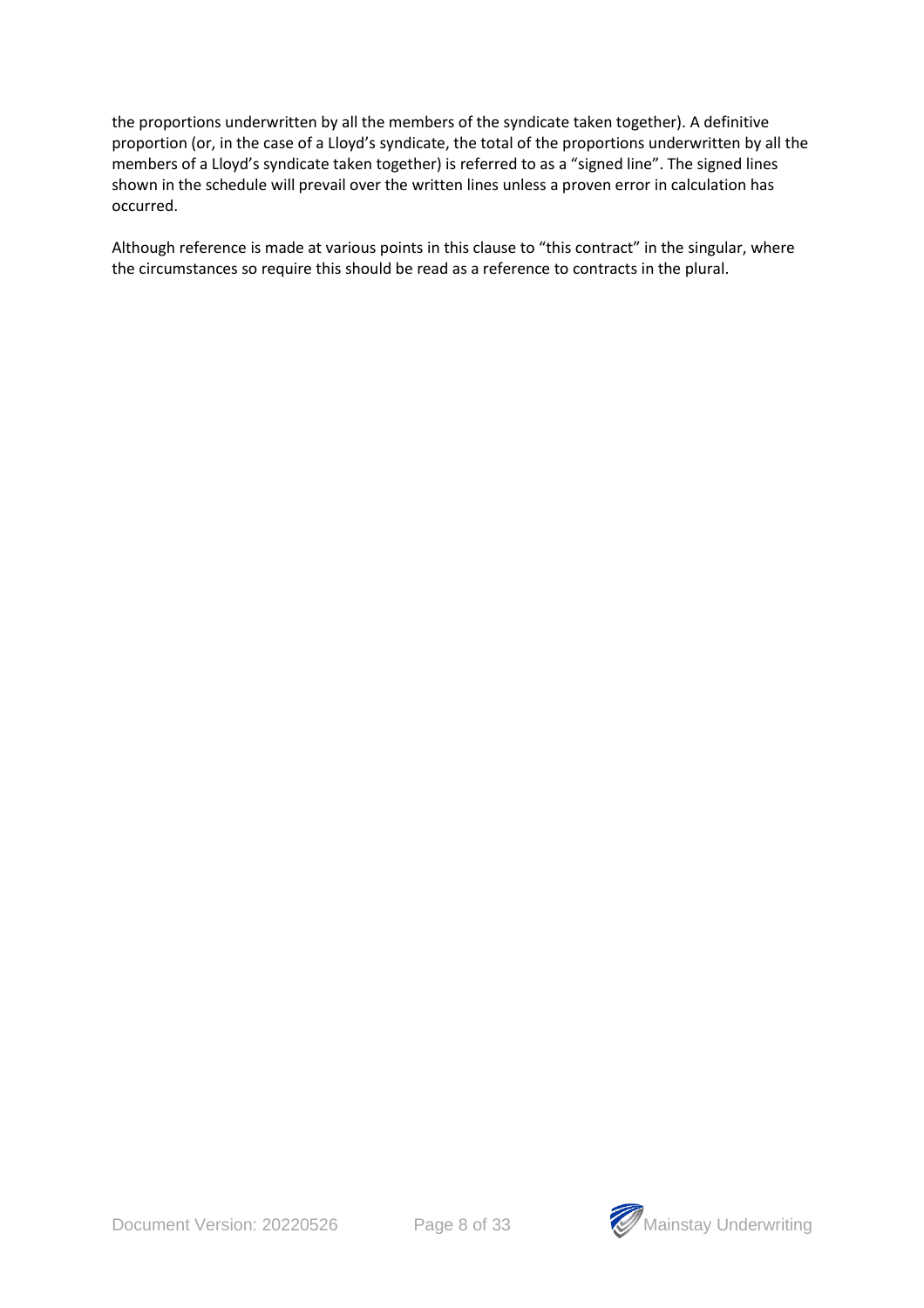the proportions underwritten by all the members of the syndicate taken together). A definitive proportion (or, in the case of a Lloyd's syndicate, the total of the proportions underwritten by all the members of a Lloyd's syndicate taken together) is referred to as a "signed line". The signed lines shown in the schedule will prevail over the written lines unless a proven error in calculation has occurred.

Although reference is made at various points in this clause to "this contract" in the singular, where the circumstances so require this should be read as a reference to contracts in the plural.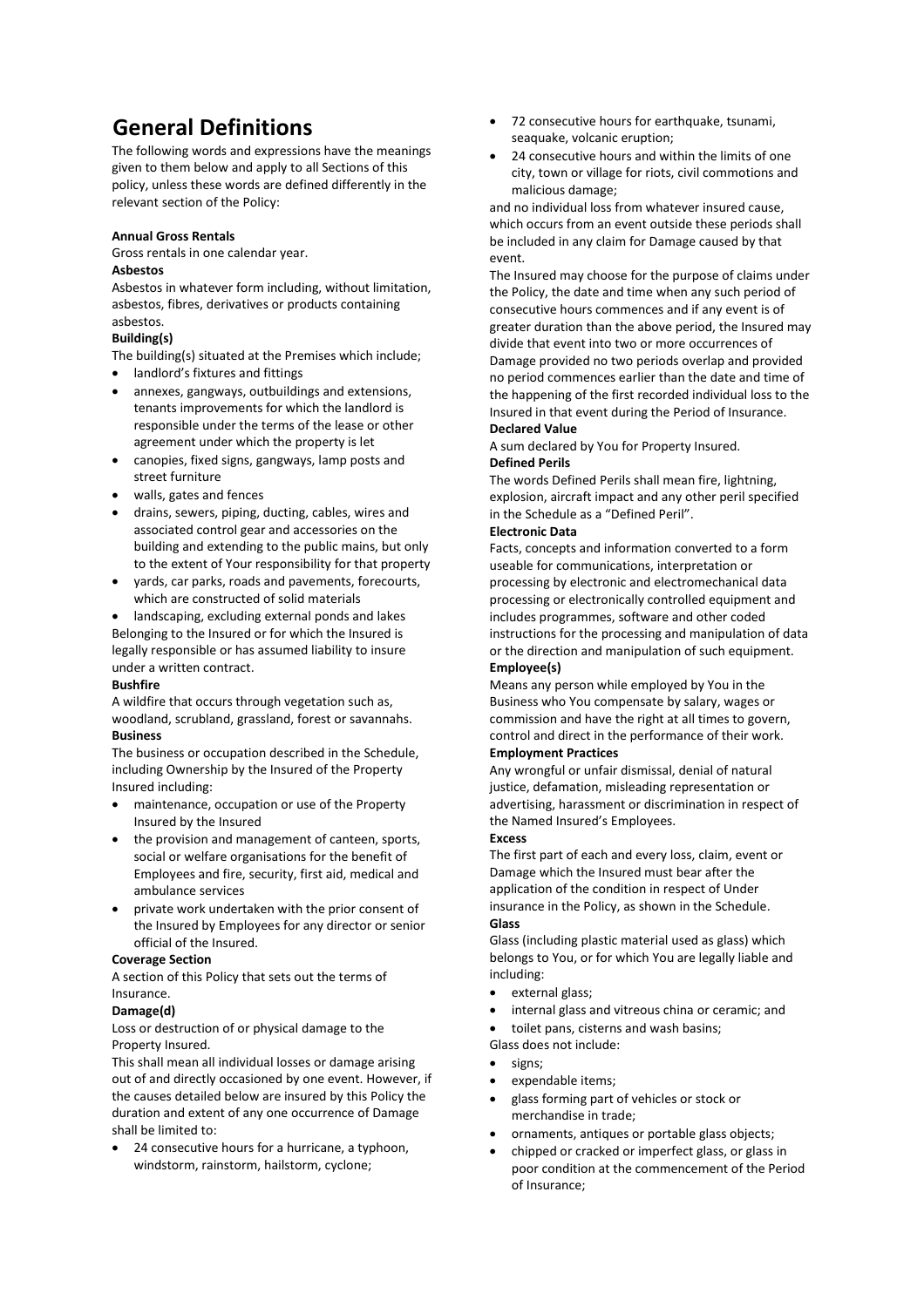# General Definitions

The following words and expressions have the meanings given to them below and apply to all Sections of this policy, unless these words are defined differently in the relevant section of the Policy:

**Annual Gross Rentals**

Gross rentals in one calendar year.

**Asbestos**

Asbestos in whatever form including, without limitation, asbestos, fibres, derivatives or products containing asbestos.

**Building(s)**

The building(s) situated at the Premises which include;

- landlord's fixtures and fittings
- annexes, gangways, outbuildings and extensions, tenants improvements for which the landlord is responsible under the terms of the lease or other agreement under which the property is let
- canopies, fixed signs, gangways, lamp posts and street furniture
- walls, gates and fences
- drains, sewers, piping, ducting, cables, wires and associated control gear and accessories on the building and extending to the public mains, but only to the extent of Your responsibility for that property
- yards, car parks, roads and pavements, forecourts, which are constructed of solid materials
- landscaping, excluding external ponds and lakes

Belonging to the Insured or for which the Insured is legally responsible or has assumed liability to insure under a written contract.

**Bushfire**

A wildfire that occurs through vegetation such as, woodland, scrubland, grassland, forest or savannahs.

**Business**

The business or occupation described in the Schedule, including Ownership by the Insured of the Property Insured including:

- maintenance, occupation or use of the Property Insured by the Insured
- the provision and management of canteen, sports, social or welfare organisations for the benefit of Employees and fire, security, first aid, medical and ambulance services
- private work undertaken with the prior consent of the Insured by Employees for any director or senior official of the Insured.

**Coverage Section**

A section of this Policy that sets out the terms of Insurance.

**Damage(d)**

Loss or destruction of or physical damage to the Property Insured.

This shall mean all individual losses or damage arising out of and directly occasioned by one event. However, if the causes detailed below are insured by this Policy the duration and extent of any one occurrence of Damage shall be limited to:

- 24 consecutive hours for a hurricane, a typhoon, windstorm, rainstorm, hailstorm, cyclone;
- 72 consecutive hours for earthquake, tsunami, seaquake, volcanic eruption;
- 24 consecutive hours and within the limits of one city, town or village for riots, civil commotions and malicious damage;

and no individual loss from whatever insured cause, which occurs from an event outside these periods shall be included in any claim for Damage caused by that event.

The Insured may choose for the purpose of claims under the Policy, the date and time when any such period of consecutive hours commences and if any event is of greater duration than the above period, the Insured may divide that event into two or more occurrences of Damage provided no two periods overlap and provided no period commences earlier than the date and time of the happening of the first recorded individual loss to the Insured in that event during the Period of Insurance.

**Declared Value**

A sum declared by You for Property Insured.

**Defined Perils**

The words Defined Perils shall mean fire, lightning, explosion, aircraft impact and any other peril specified in the Schedule as a "Defined Peril".

**Electronic Data**

Facts, concepts and information converted to a form useable for communications, interpretation or processing by electronic and electromechanical data processing or electronically controlled equipment and includes programmes, software and other coded instructions for the processing and manipulation of data or the direction and manipulation of such equipment.

**Employee(s)**

Means any person while employed by You in the Business who You compensate by salary, wages or commission and have the right at all times to govern, control and direct in the performance of their work.

**Employment Practices**

Any wrongful or unfair dismissal, denial of natural justice, defamation, misleading representation or advertising, harassment or discrimination in respect of the Named Insured's Employees.

**Excess**

The first part of each and every loss, claim, event or Damage which the Insured must bear after the application of the condition in respect of Under insurance in the Policy, as shown in the Schedule.

**Glass**

Glass (including plastic material used as glass) which belongs to You, or for which You are legally liable and including:

- external glass;
- internal glass and vitreous china or ceramic; and
- toilet pans, cisterns and wash basins;

Glass does not include:

- signs;
- expendable items;
- glass forming part of vehicles or stock or merchandise in trade;
- ornaments, antiques or portable glass objects;
- chipped or cracked or imperfect glass, or glass in poor condition at the commencement of the Period of Insurance;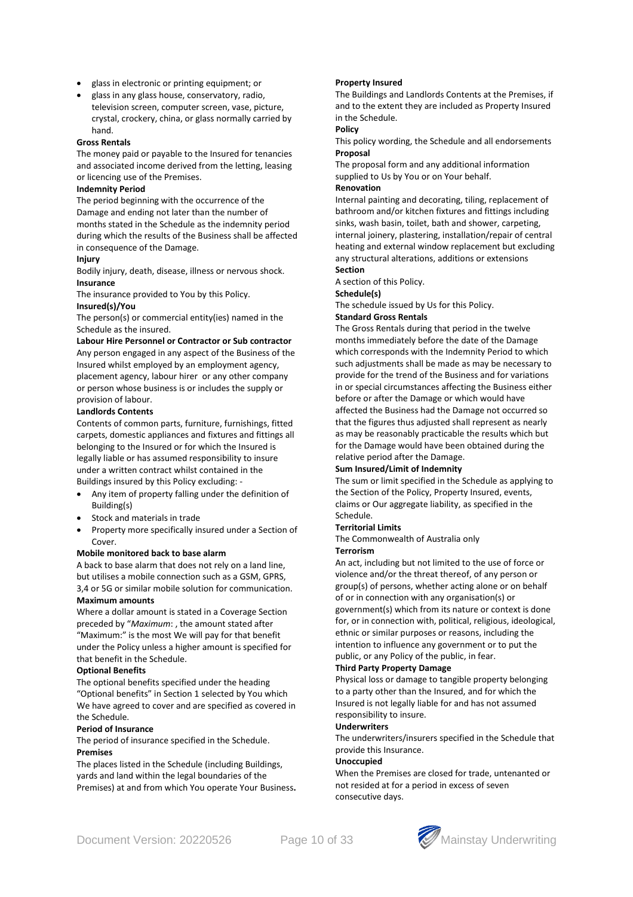- glass in electronic or printing equipment; or
- glass in any glass house, conservatory, radio, television screen, computer screen, vase, picture, crystal, crockery, china, or glass normally carried by hand.

**Gross Rentals**

The money paid or payable to the Insured for tenancies and associated income derived from the letting, leasing or licencing use of the Premises.

**Indemnity Period**

The period beginning with the occurrence of the Damage and ending not later than the number of months stated in the Schedule as the indemnity period during which the results of the Business shall be affected in consequence of the Damage.

**Injury**

Bodily injury, death, disease, illness or nervous shock.

**Insurance**

The insurance provided to You by this Policy.

**Insured(s)/You**

The person(s) or commercial entity(ies) named in the Schedule as the insured.

**Labour Hire Personnel or Contractor or Sub contractor**

Any person engaged in any aspect of the Business of the Insured whilst employed by an employment agency, placement agency, labour hirer or any other company or person whose business is or includes the supply or provision of labour.

**Landlords Contents**

Contents of common parts, furniture, furnishings, fitted carpets, domestic appliances and fixtures and fittings all belonging to the Insured or for which the Insured is legally liable or has assumed responsibility to insure under a written contract whilst contained in the Buildings insured by this Policy excluding: -

- Any item of property falling under the definition of Building(s)
- Stock and materials in trade
- Property more specifically insured under a Section of Cover.

**Mobile monitored back to base alarm**

A back to base alarm that does not rely on a land line, but utilises a mobile connection such as a GSM, GPRS, 3,4 or 5G or similar mobile solution for communication.

**Maximum amounts**

Where a dollar amount is stated in a Coverage Section preceded by "*Maximum*: , the amount stated after "Maximum:" is the most We will pay for that benefit under the Policy unless a higher amount is specified for that benefit in the Schedule.

**Optional Benefits**

The optional benefits specified under the heading "Optional benefits" in Section 1 selected by You which We have agreed to cover and are specified as covered in the Schedule.

**Period of Insurance**

The period of insurance specified in the Schedule.

**Premises**

The places listed in the Schedule (including Buildings, yards and land within the legal boundaries of the Premises) at and from which You operate Your Business**.**

**Property Insured**

The Buildings and Landlords Contents at the Premises, if and to the extent they are included as Property Insured in the Schedule.

**Policy**

This policy wording, the Schedule and all endorsements

**Proposal**

The proposal form and any additional information supplied to Us by You or on Your behalf.

**Renovation**

Internal painting and decorating, tiling, replacement of bathroom and/or kitchen fixtures and fittings including sinks, wash basin, toilet, bath and shower, carpeting, internal joinery, plastering, installation/repair of central heating and external window replacement but excluding any structural alterations, additions or extensions

**Section**

A section of this Policy.

**Schedule(s)**

The schedule issued by Us for this Policy.

**Standard Gross Rentals**

The Gross Rentals during that period in the twelve months immediately before the date of the Damage which corresponds with the Indemnity Period to which such adjustments shall be made as may be necessary to provide for the trend of the Business and for variations in or special circumstances affecting the Business either before or after the Damage or which would have affected the Business had the Damage not occurred so that the figures thus adjusted shall represent as nearly as may be reasonably practicable the results which but for the Damage would have been obtained during the relative period after the Damage.

**Sum Insured/Limit of Indemnity**

The sum or limit specified in the Schedule as applying to the Section of the Policy, Property Insured, events, claims or Our aggregate liability, as specified in the Schedule.

**Territorial Limits**

The Commonwealth of Australia only

**Terrorism**

An act, including but not limited to the use of force or violence and/or the threat thereof, of any person or group(s) of persons, whether acting alone or on behalf of or in connection with any organisation(s) or government(s) which from its nature or context is done for, or in connection with, political, religious, ideological, ethnic or similar purposes or reasons, including the intention to influence any government or to put the public, or any Policy of the public, in fear.

**Third Party Property Damage**

Physical loss or damage to tangible property belonging to a party other than the Insured, and for which the Insured is not legally liable for and has not assumed responsibility to insure.

**Underwriters**

The underwriters/insurers specified in the Schedule that provide this Insurance.

**Unoccupied**

When the Premises are closed for trade, untenanted or not resided at for a period in excess of seven consecutive days.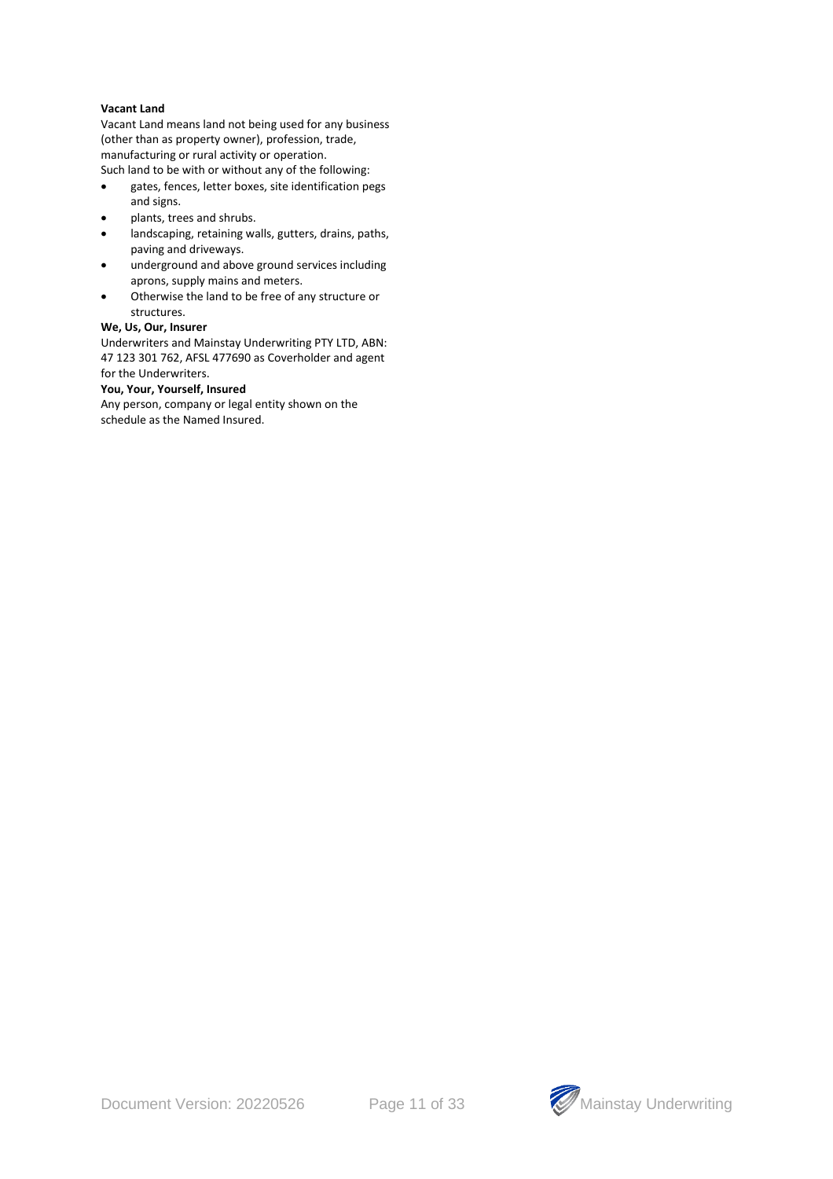**Vacant Land**

Vacant Land means land not being used for any business (other than as property owner), profession, trade, manufacturing or rural activity or operation.

Such land to be with or without any of the following:

- gates, fences, letter boxes, site identification pegs and signs.
- plants, trees and shrubs.
- landscaping, retaining walls, gutters, drains, paths, paving and driveways.
- underground and above ground services including aprons, supply mains and meters.
- Otherwise the land to be free of any structure or structures.

**We, Us, Our, Insurer**

Underwriters and Mainstay Underwriting PTY LTD, ABN: 47 123 301 762, AFSL 477690 as Coverholder and agent for the Underwriters.

**You, Your, Yourself, Insured**

Any person, company or legal entity shown on the schedule as the Named Insured.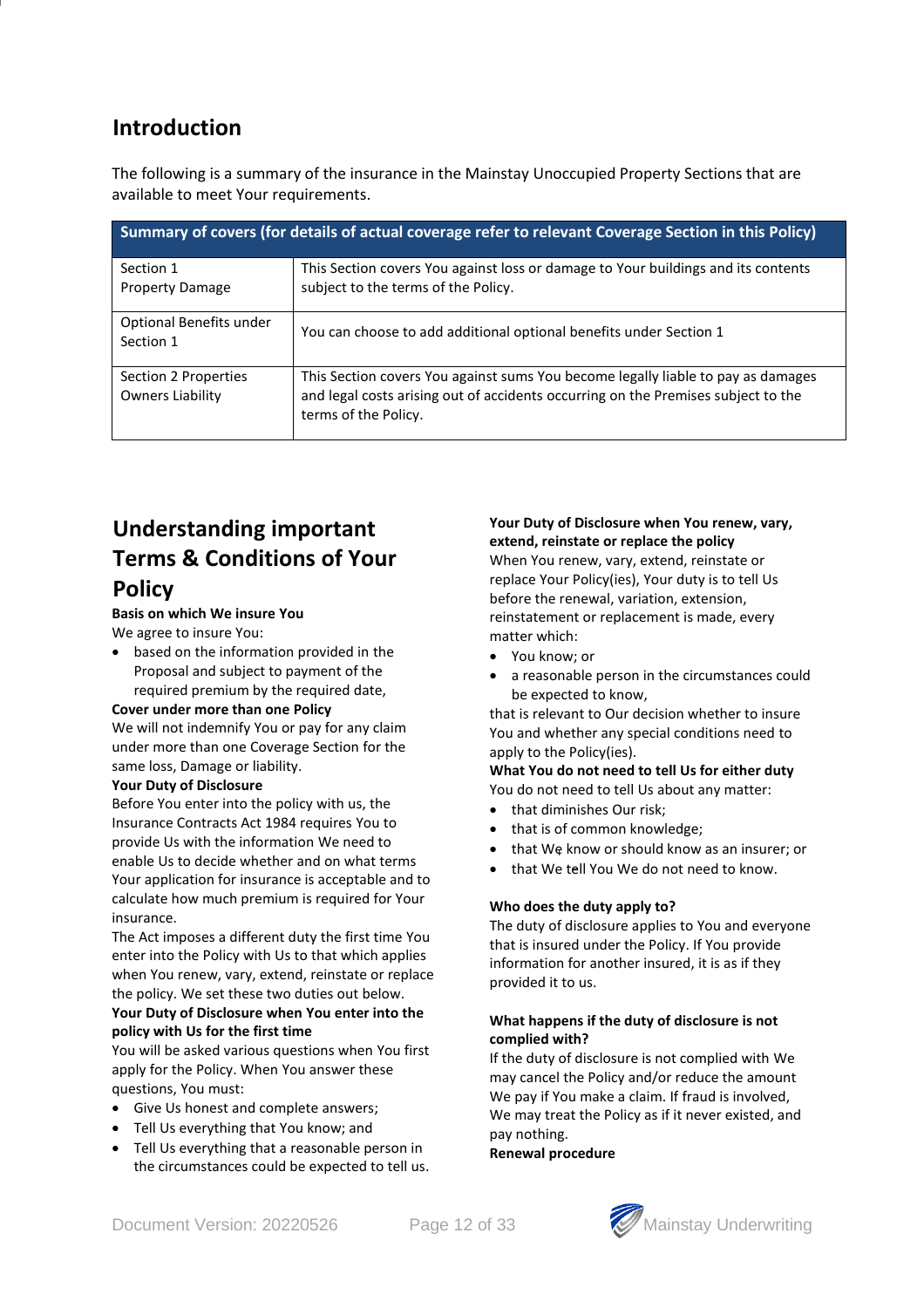## Introduction

The following is a summary of the insurance in the Mainstay Unoccupied Property Sections that are available to meet Your requirements.

| Summary of covers (for details of actual coverage refer to relevant Coverage Section in this Policy) | |
|---|---|
| Section 1 Property Damage | This Section covers You against loss or damage to Your buildings and its contents subject to the terms of the Policy. |
| Optional Benefits under Section 1 | You can choose to add additional optional benefits under Section 1 |
| Section 2 Properties Owners Liability | This Section covers You against sums You become legally liable to pay as damages and legal costs arising out of accidents occurring on the Premises subject to the terms of the Policy. |

## Understanding important Terms & Conditions of Your Policy

**Basis on which We insure You**

We agree to insure You:

- based on the information provided in the Proposal and subject to payment of the required premium by the required date,

**Cover under more than one Policy**

We will not indemnify You or pay for any claim under more than one Coverage Section for the same loss, Damage or liability.

**Your Duty of Disclosure**

Before You enter into the policy with us, the Insurance Contracts Act 1984 requires You to provide Us with the information We need to enable Us to decide whether and on what terms Your application for insurance is acceptable and to calculate how much premium is required for Your insurance.

The Act imposes a different duty the first time You enter into the Policy with Us to that which applies when You renew, vary, extend, reinstate or replace the policy. We set these two duties out below.

**Your Duty of Disclosure when You enter into the policy with Us for the first time**

You will be asked various questions when You first apply for the Policy. When You answer these questions, You must:

- Give Us honest and complete answers;
- Tell Us everything that You know; and
- Tell Us everything that a reasonable person in the circumstances could be expected to tell us.

**Your Duty of Disclosure when You renew, vary, extend, reinstate or replace the policy**

When You renew, vary, extend, reinstate or replace Your Policy(ies), Your duty is to tell Us before the renewal, variation, extension, reinstatement or replacement is made, every matter which:

- You know; or
- a reasonable person in the circumstances could be expected to know,

that is relevant to Our decision whether to insure You and whether any special conditions need to apply to the Policy(ies).

**What You do not need to tell Us for either duty**

You do not need to tell Us about any matter:

- that diminishes Our risk;
- that is of common knowledge;
- that We know or should know as an insurer; or
- that We tell You We do not need to know.

**Who does the duty apply to?**

The duty of disclosure applies to You and everyone that is insured under the Policy. If You provide information for another insured, it is as if they provided it to us.

**What happens if the duty of disclosure is not complied with?**

If the duty of disclosure is not complied with We may cancel the Policy and/or reduce the amount We pay if You make a claim. If fraud is involved, We may treat the Policy as if it never existed, and pay nothing.

**Renewal procedure**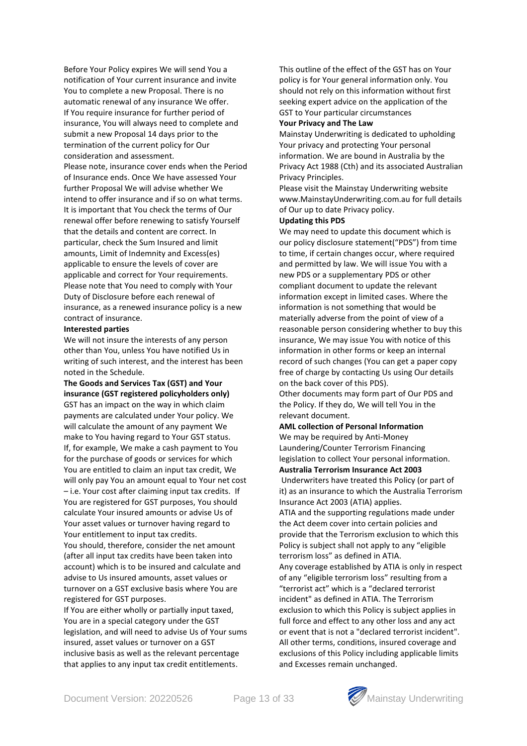Before Your Policy expires We will send You a notification of Your current insurance and invite You to complete a new Proposal. There is no automatic renewal of any insurance We offer. If You require insurance for further period of insurance, You will always need to complete and submit a new Proposal 14 days prior to the termination of the current policy for Our consideration and assessment.

Please note, insurance cover ends when the Period of Insurance ends. Once We have assessed Your further Proposal We will advise whether We intend to offer insurance and if so on what terms. It is important that You check the terms of Our renewal offer before renewing to satisfy Yourself that the details and content are correct. In particular, check the Sum Insured and limit amounts, Limit of Indemnity and Excess(es) applicable to ensure the levels of cover are applicable and correct for Your requirements. Please note that You need to comply with Your Duty of Disclosure before each renewal of insurance, as a renewed insurance policy is a new contract of insurance.

**Interested parties**

We will not insure the interests of any person other than You, unless You have notified Us in writing of such interest, and the interest has been noted in the Schedule.

**The Goods and Services Tax (GST) and Your insurance (GST registered policyholders only)**

GST has an impact on the way in which claim payments are calculated under Your policy. We will calculate the amount of any payment We make to You having regard to Your GST status. If, for example, We make a cash payment to You for the purchase of goods or services for which You are entitled to claim an input tax credit, We will only pay You an amount equal to Your net cost – i.e. Your cost after claiming input tax credits. If You are registered for GST purposes, You should calculate Your insured amounts or advise Us of Your asset values or turnover having regard to Your entitlement to input tax credits.

You should, therefore, consider the net amount (after all input tax credits have been taken into account) which is to be insured and calculate and advise to Us insured amounts, asset values or turnover on a GST exclusive basis where You are registered for GST purposes.

If You are either wholly or partially input taxed, You are in a special category under the GST legislation, and will need to advise Us of Your sums insured, asset values or turnover on a GST inclusive basis as well as the relevant percentage that applies to any input tax credit entitlements.

This outline of the effect of the GST has on Your policy is for Your general information only. You should not rely on this information without first seeking expert advice on the application of the GST to Your particular circumstances

**Your Privacy and The Law**

Mainstay Underwriting is dedicated to upholding Your privacy and protecting Your personal information. We are bound in Australia by the Privacy Act 1988 (Cth) and its associated Australian Privacy Principles.

Please visit the Mainstay Underwriting website www.MainstayUnderwriting.com.au for full details of Our up to date Privacy policy.

**Updating this PDS**

We may need to update this document which is our policy disclosure statement("PDS") from time to time, if certain changes occur, where required and permitted by law. We will issue You with a new PDS or a supplementary PDS or other compliant document to update the relevant information except in limited cases. Where the information is not something that would be materially adverse from the point of view of a reasonable person considering whether to buy this insurance, We may issue You with notice of this information in other forms or keep an internal record of such changes (You can get a paper copy free of charge by contacting Us using Our details on the back cover of this PDS).

Other documents may form part of Our PDS and the Policy. If they do, We will tell You in the relevant document.

**AML collection of Personal Information**

We may be required by Anti-Money Laundering/Counter Terrorism Financing legislation to collect Your personal information.

**Australia Terrorism Insurance Act 2003**

Underwriters have treated this Policy (or part of it) as an insurance to which the Australia Terrorism Insurance Act 2003 (ATIA) applies.

ATIA and the supporting regulations made under the Act deem cover into certain policies and provide that the Terrorism exclusion to which this Policy is subject shall not apply to any "eligible terrorism loss" as defined in ATIA.

Any coverage established by ATIA is only in respect of any "eligible terrorism loss" resulting from a "terrorist act" which is a "declared terrorist incident" as defined in ATIA. The Terrorism exclusion to which this Policy is subject applies in full force and effect to any other loss and any act or event that is not a "declared terrorist incident". All other terms, conditions, insured coverage and exclusions of this Policy including applicable limits and Excesses remain unchanged.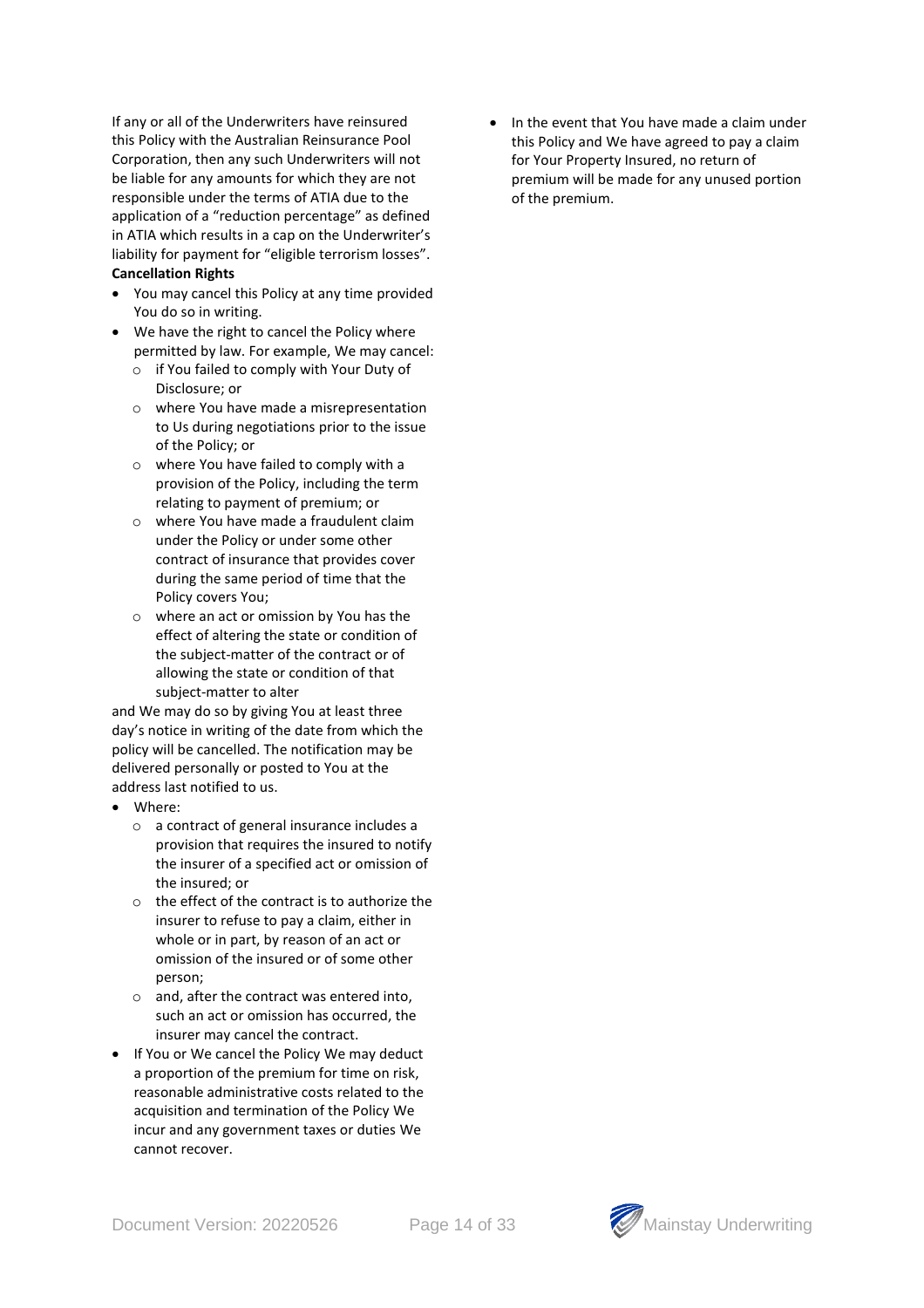If any or all of the Underwriters have reinsured this Policy with the Australian Reinsurance Pool Corporation, then any such Underwriters will not be liable for any amounts for which they are not responsible under the terms of ATIA due to the application of a "reduction percentage" as defined in ATIA which results in a cap on the Underwriter's liability for payment for "eligible terrorism losses".

**Cancellation Rights**

- You may cancel this Policy at any time provided You do so in writing.
- We have the right to cancel the Policy where permitted by law. For example, We may cancel:
  - if You failed to comply with Your Duty of Disclosure; or
  - where You have made a misrepresentation to Us during negotiations prior to the issue of the Policy; or
  - where You have failed to comply with a provision of the Policy, including the term relating to payment of premium; or
  - where You have made a fraudulent claim under the Policy or under some other contract of insurance that provides cover during the same period of time that the Policy covers You;
  - where an act or omission by You has the effect of altering the state or condition of the subject-matter of the contract or of allowing the state or condition of that subject-matter to alter

and We may do so by giving You at least three day's notice in writing of the date from which the policy will be cancelled. The notification may be delivered personally or posted to You at the address last notified to us.

- Where:
  - a contract of general insurance includes a provision that requires the insured to notify the insurer of a specified act or omission of the insured; or
  - the effect of the contract is to authorize the insurer to refuse to pay a claim, either in whole or in part, by reason of an act or omission of the insured or of some other person;
  - and, after the contract was entered into, such an act or omission has occurred, the insurer may cancel the contract.
- If You or We cancel the Policy We may deduct a proportion of the premium for time on risk, reasonable administrative costs related to the acquisition and termination of the Policy We incur and any government taxes or duties We cannot recover.
- In the event that You have made a claim under this Policy and We have agreed to pay a claim for Your Property Insured, no return of premium will be made for any unused portion of the premium.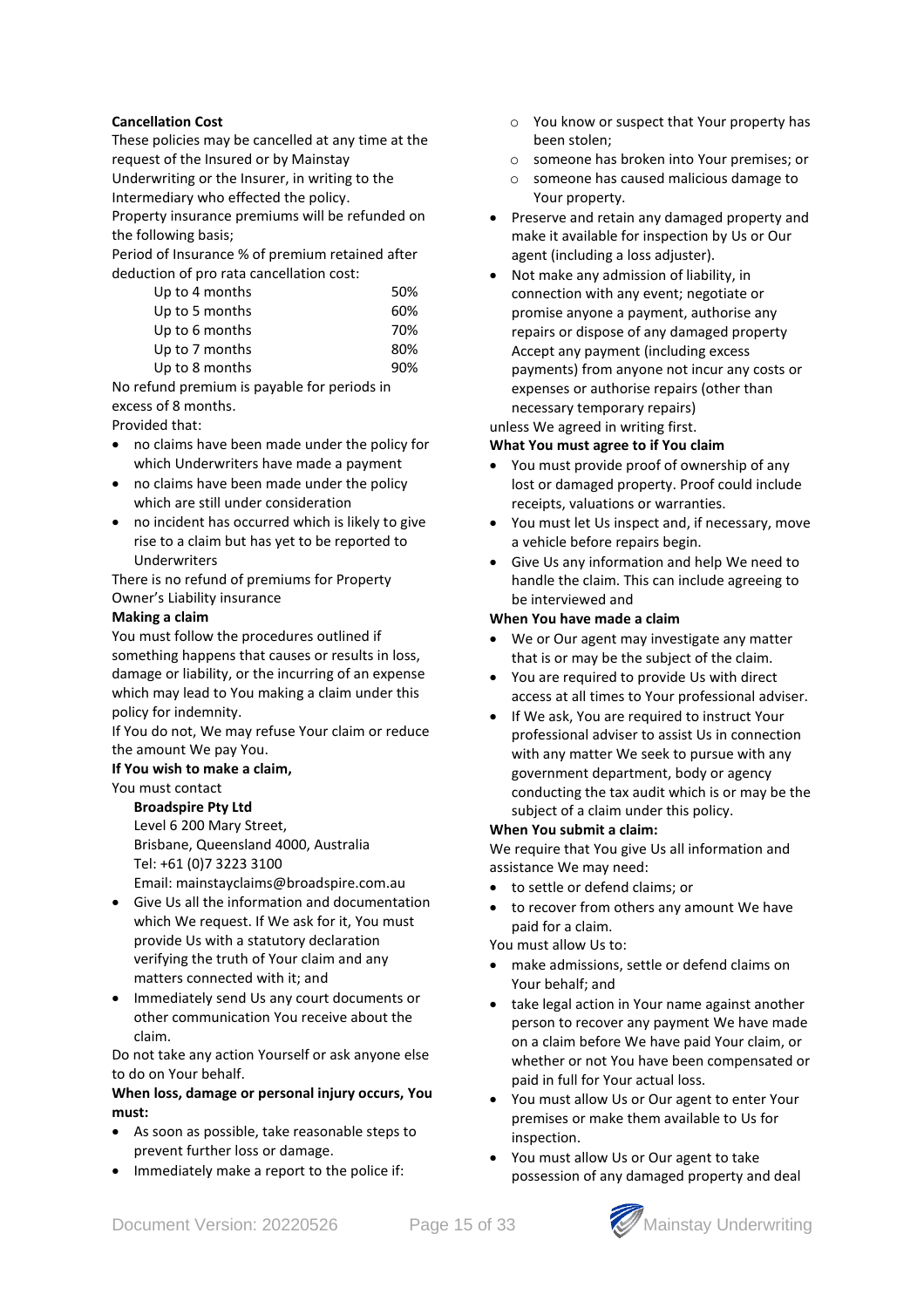**Cancellation Cost**

These policies may be cancelled at any time at the request of the Insured or by Mainstay Underwriting or the Insurer, in writing to the Intermediary who effected the policy.

Property insurance premiums will be refunded on the following basis;

Period of Insurance % of premium retained after deduction of pro rata cancellation cost:

| | |
|---|---|
| Up to 4 months | 50% |
| Up to 5 months | 60% |
| Up to 6 months | 70% |
| Up to 7 months | 80% |
| Up to 8 months | 90% |

No refund premium is payable for periods in excess of 8 months.

Provided that:

- no claims have been made under the policy for which Underwriters have made a payment
- no claims have been made under the policy which are still under consideration
- no incident has occurred which is likely to give rise to a claim but has yet to be reported to Underwriters

There is no refund of premiums for Property Owner's Liability insurance

**Making a claim**

You must follow the procedures outlined if something happens that causes or results in loss, damage or liability, or the incurring of an expense which may lead to You making a claim under this policy for indemnity.

If You do not, We may refuse Your claim or reduce the amount We pay You.

**If You wish to make a claim,**

You must contact

**Broadspire Pty Ltd**
Level 6 200 Mary Street,
Brisbane, Queensland 4000, Australia
Tel: +61 (0)7 3223 3100
Email: mainstayclaims@broadspire.com.au

- Give Us all the information and documentation which We request. If We ask for it, You must provide Us with a statutory declaration verifying the truth of Your claim and any matters connected with it; and
- Immediately send Us any court documents or other communication You receive about the claim.

Do not take any action Yourself or ask anyone else to do on Your behalf.

**When loss, damage or personal injury occurs, You must:**

- As soon as possible, take reasonable steps to prevent further loss or damage.
- Immediately make a report to the police if:
  - You know or suspect that Your property has been stolen;
  - someone has broken into Your premises; or
  - someone has caused malicious damage to Your property.
- Preserve and retain any damaged property and make it available for inspection by Us or Our agent (including a loss adjuster).
- Not make any admission of liability, in connection with any event; negotiate or promise anyone a payment, authorise any repairs or dispose of any damaged property Accept any payment (including excess payments) from anyone not incur any costs or expenses or authorise repairs (other than necessary temporary repairs)

unless We agreed in writing first.

**What You must agree to if You claim**

- You must provide proof of ownership of any lost or damaged property. Proof could include receipts, valuations or warranties.
- You must let Us inspect and, if necessary, move a vehicle before repairs begin.
- Give Us any information and help We need to handle the claim. This can include agreeing to be interviewed and

**When You have made a claim**

- We or Our agent may investigate any matter that is or may be the subject of the claim.
- You are required to provide Us with direct access at all times to Your professional adviser.
- If We ask, You are required to instruct Your professional adviser to assist Us in connection with any matter We seek to pursue with any government department, body or agency conducting the tax audit which is or may be the subject of a claim under this policy.

**When You submit a claim:**

We require that You give Us all information and assistance We may need:

- to settle or defend claims; or
- to recover from others any amount We have paid for a claim.

You must allow Us to:

- make admissions, settle or defend claims on Your behalf; and
- take legal action in Your name against another person to recover any payment We have made on a claim before We have paid Your claim, or whether or not You have been compensated or paid in full for Your actual loss.
- You must allow Us or Our agent to enter Your premises or make them available to Us for inspection.
- You must allow Us or Our agent to take possession of any damaged property and deal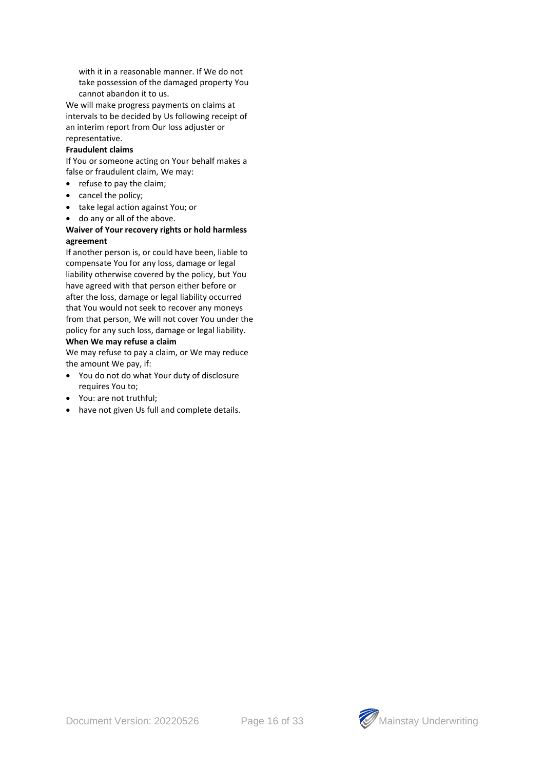with it in a reasonable manner. If We do not take possession of the damaged property You cannot abandon it to us.

We will make progress payments on claims at intervals to be decided by Us following receipt of an interim report from Our loss adjuster or representative.

**Fraudulent claims**

If You or someone acting on Your behalf makes a false or fraudulent claim, We may:

- refuse to pay the claim;
- cancel the policy;
- take legal action against You; or
- do any or all of the above.

**Waiver of Your recovery rights or hold harmless agreement**

If another person is, or could have been, liable to compensate You for any loss, damage or legal liability otherwise covered by the policy, but You have agreed with that person either before or after the loss, damage or legal liability occurred that You would not seek to recover any moneys from that person, We will not cover You under the policy for any such loss, damage or legal liability.

**When We may refuse a claim**

We may refuse to pay a claim, or We may reduce the amount We pay, if:

- You do not do what Your duty of disclosure requires You to;
- You: are not truthful;
- have not given Us full and complete details.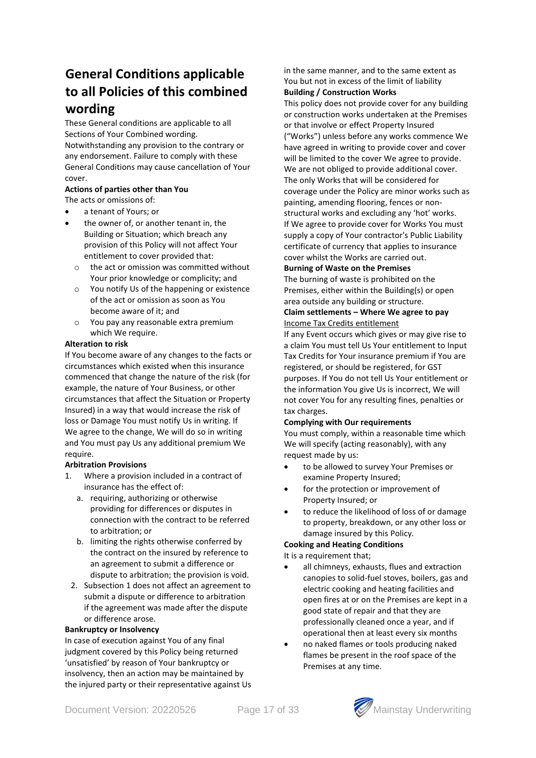# General Conditions applicable to all Policies of this combined wording

These General conditions are applicable to all Sections of Your Combined wording. Notwithstanding any provision to the contrary or any endorsement. Failure to comply with these General Conditions may cause cancellation of Your cover.

**Actions of parties other than You**

The acts or omissions of:

- a tenant of Yours; or
- the owner of, or another tenant in, the Building or Situation; which breach any provision of this Policy will not affect Your entitlement to cover provided that:
  - the act or omission was committed without Your prior knowledge or complicity; and
  - You notify Us of the happening or existence of the act or omission as soon as You become aware of it; and
  - You pay any reasonable extra premium which We require.

**Alteration to risk**

If You become aware of any changes to the facts or circumstances which existed when this insurance commenced that change the nature of the risk (for example, the nature of Your Business, or other circumstances that affect the Situation or Property Insured) in a way that would increase the risk of loss or Damage You must notify Us in writing. If We agree to the change, We will do so in writing and You must pay Us any additional premium We require.

**Arbitration Provisions**

1. Where a provision included in a contract of insurance has the effect of:
   a. requiring, authorizing or otherwise providing for differences or disputes in connection with the contract to be referred to arbitration; or
   b. limiting the rights otherwise conferred by the contract on the insured by reference to an agreement to submit a difference or dispute to arbitration; the provision is void.
2. Subsection 1 does not affect an agreement to submit a dispute or difference to arbitration if the agreement was made after the dispute or difference arose.

**Bankruptcy or Insolvency**

In case of execution against You of any final judgment covered by this Policy being returned 'unsatisfied' by reason of Your bankruptcy or insolvency, then an action may be maintained by the injured party or their representative against Us in the same manner, and to the same extent as You but not in excess of the limit of liability

**Building / Construction Works**

This policy does not provide cover for any building or construction works undertaken at the Premises or that involve or effect Property Insured ("Works") unless before any works commence We have agreed in writing to provide cover and cover will be limited to the cover We agree to provide. We are not obliged to provide additional cover. The only Works that will be considered for coverage under the Policy are minor works such as painting, amending flooring, fences or non-structural works and excluding any 'hot' works. If We agree to provide cover for Works You must supply a copy of Your contractor's Public Liability certificate of currency that applies to insurance cover whilst the Works are carried out.

**Burning of Waste on the Premises**

The burning of waste is prohibited on the Premises, either within the Building(s) or open area outside any building or structure.

**Claim settlements – Where We agree to pay**

<u>Income Tax Credits entitlement</u>

If any Event occurs which gives or may give rise to a claim You must tell Us Your entitlement to Input Tax Credits for Your insurance premium if You are registered, or should be registered, for GST purposes. If You do not tell Us Your entitlement or the information You give Us is incorrect, We will not cover You for any resulting fines, penalties or tax charges.

**Complying with Our requirements**

You must comply, within a reasonable time which We will specify (acting reasonably), with any request made by us:

- to be allowed to survey Your Premises or examine Property Insured;
- for the protection or improvement of Property Insured; or
- to reduce the likelihood of loss of or damage to property, breakdown, or any other loss or damage insured by this Policy.

**Cooking and Heating Conditions**

It is a requirement that;

- all chimneys, exhausts, flues and extraction canopies to solid-fuel stoves, boilers, gas and electric cooking and heating facilities and open fires at or on the Premises are kept in a good state of repair and that they are professionally cleaned once a year, and if operational then at least every six months
- no naked flames or tools producing naked flames be present in the roof space of the Premises at any time.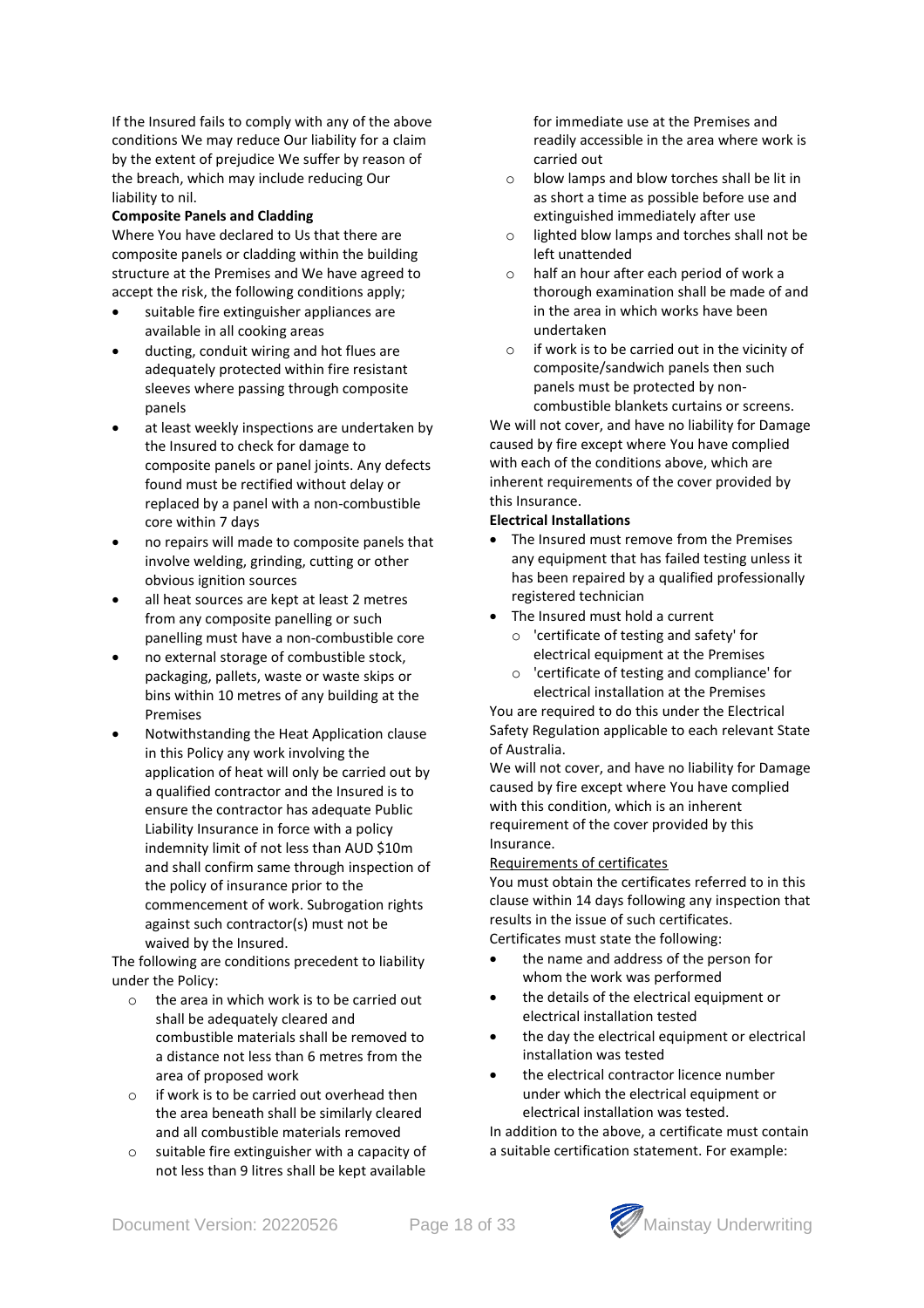If the Insured fails to comply with any of the above conditions We may reduce Our liability for a claim by the extent of prejudice We suffer by reason of the breach, which may include reducing Our liability to nil.

**Composite Panels and Cladding**

Where You have declared to Us that there are composite panels or cladding within the building structure at the Premises and We have agreed to accept the risk, the following conditions apply;

- suitable fire extinguisher appliances are available in all cooking areas
- ducting, conduit wiring and hot flues are adequately protected within fire resistant sleeves where passing through composite panels
- at least weekly inspections are undertaken by the Insured to check for damage to composite panels or panel joints. Any defects found must be rectified without delay or replaced by a panel with a non-combustible core within 7 days
- no repairs will made to composite panels that involve welding, grinding, cutting or other obvious ignition sources
- all heat sources are kept at least 2 metres from any composite panelling or such panelling must have a non-combustible core
- no external storage of combustible stock, packaging, pallets, waste or waste skips or bins within 10 metres of any building at the Premises
- Notwithstanding the Heat Application clause in this Policy any work involving the application of heat will only be carried out by a qualified contractor and the Insured is to ensure the contractor has adequate Public Liability Insurance in force with a policy indemnity limit of not less than AUD $10m and shall confirm same through inspection of the policy of insurance prior to the commencement of work. Subrogation rights against such contractor(s) must not be waived by the Insured.

The following are conditions precedent to liability under the Policy:

- the area in which work is to be carried out shall be adequately cleared and combustible materials shall be removed to a distance not less than 6 metres from the area of proposed work
- if work is to be carried out overhead then the area beneath shall be similarly cleared and all combustible materials removed
- suitable fire extinguisher with a capacity of not less than 9 litres shall be kept available for immediate use at the Premises and readily accessible in the area where work is carried out
- blow lamps and blow torches shall be lit in as short a time as possible before use and extinguished immediately after use
- lighted blow lamps and torches shall not be left unattended
- half an hour after each period of work a thorough examination shall be made of and in the area in which works have been undertaken
- if work is to be carried out in the vicinity of composite/sandwich panels then such panels must be protected by non-combustible blankets curtains or screens.

We will not cover, and have no liability for Damage caused by fire except where You have complied with each of the conditions above, which are inherent requirements of the cover provided by this Insurance.

**Electrical Installations**

- The Insured must remove from the Premises any equipment that has failed testing unless it has been repaired by a qualified professionally registered technician
- The Insured must hold a current
  - 'certificate of testing and safety' for electrical equipment at the Premises
  - 'certificate of testing and compliance' for electrical installation at the Premises

You are required to do this under the Electrical Safety Regulation applicable to each relevant State of Australia.

We will not cover, and have no liability for Damage caused by fire except where You have complied with this condition, which is an inherent requirement of the cover provided by this Insurance.

Requirements of certificates

You must obtain the certificates referred to in this clause within 14 days following any inspection that results in the issue of such certificates.

Certificates must state the following:

- the name and address of the person for whom the work was performed
- the details of the electrical equipment or electrical installation tested
- the day the electrical equipment or electrical installation was tested
- the electrical contractor licence number under which the electrical equipment or electrical installation was tested.

In addition to the above, a certificate must contain a suitable certification statement. For example: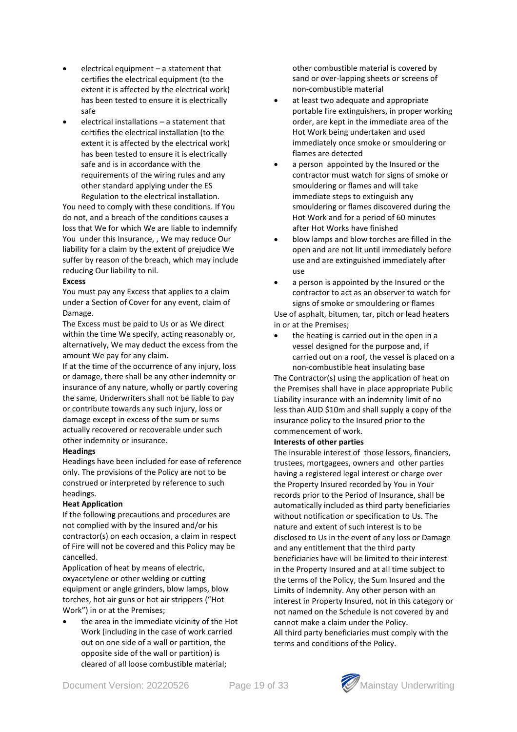- electrical equipment – a statement that certifies the electrical equipment (to the extent it is affected by the electrical work) has been tested to ensure it is electrically safe
- electrical installations – a statement that certifies the electrical installation (to the extent it is affected by the electrical work) has been tested to ensure it is electrically safe and is in accordance with the requirements of the wiring rules and any other standard applying under the ES Regulation to the electrical installation.

You need to comply with these conditions. If You do not, and a breach of the conditions causes a loss that We for which We are liable to indemnify You under this Insurance, , We may reduce Our liability for a claim by the extent of prejudice We suffer by reason of the breach, which may include reducing Our liability to nil.

**Excess**

You must pay any Excess that applies to a claim under a Section of Cover for any event, claim of Damage.

The Excess must be paid to Us or as We direct within the time We specify, acting reasonably or, alternatively, We may deduct the excess from the amount We pay for any claim.

If at the time of the occurrence of any injury, loss or damage, there shall be any other indemnity or insurance of any nature, wholly or partly covering the same, Underwriters shall not be liable to pay or contribute towards any such injury, loss or damage except in excess of the sum or sums actually recovered or recoverable under such other indemnity or insurance.

**Headings**

Headings have been included for ease of reference only. The provisions of the Policy are not to be construed or interpreted by reference to such headings.

**Heat Application**

If the following precautions and procedures are not complied with by the Insured and/or his contractor(s) on each occasion, a claim in respect of Fire will not be covered and this Policy may be cancelled.

Application of heat by means of electric, oxyacetylene or other welding or cutting equipment or angle grinders, blow lamps, blow torches, hot air guns or hot air strippers ("Hot Work") in or at the Premises;

- the area in the immediate vicinity of the Hot Work (including in the case of work carried out on one side of a wall or partition, the opposite side of the wall or partition) is cleared of all loose combustible material; other combustible material is covered by sand or over-lapping sheets or screens of non-combustible material
- at least two adequate and appropriate portable fire extinguishers, in proper working order, are kept in the immediate area of the Hot Work being undertaken and used immediately once smoke or smouldering or flames are detected
- a person appointed by the Insured or the contractor must watch for signs of smoke or smouldering or flames and will take immediate steps to extinguish any smouldering or flames discovered during the Hot Work and for a period of 60 minutes after Hot Works have finished
- blow lamps and blow torches are filled in the open and are not lit until immediately before use and are extinguished immediately after use
- a person is appointed by the Insured or the contractor to act as an observer to watch for signs of smoke or smouldering or flames

Use of asphalt, bitumen, tar, pitch or lead heaters in or at the Premises;

- the heating is carried out in the open in a vessel designed for the purpose and, if carried out on a roof, the vessel is placed on a non-combustible heat insulating base

The Contractor(s) using the application of heat on the Premises shall have in place appropriate Public Liability insurance with an indemnity limit of no less than AUD $10m and shall supply a copy of the insurance policy to the Insured prior to the commencement of work.

**Interests of other parties**

The insurable interest of those lessors, financiers, trustees, mortgagees, owners and other parties having a registered legal interest or charge over the Property Insured recorded by You in Your records prior to the Period of Insurance, shall be automatically included as third party beneficiaries without notification or specification to Us. The nature and extent of such interest is to be disclosed to Us in the event of any loss or Damage and any entitlement that the third party beneficiaries have will be limited to their interest in the Property Insured and at all time subject to the terms of the Policy, the Sum Insured and the Limits of Indemnity. Any other person with an interest in Property Insured, not in this category or not named on the Schedule is not covered by and cannot make a claim under the Policy.

All third party beneficiaries must comply with the terms and conditions of the Policy.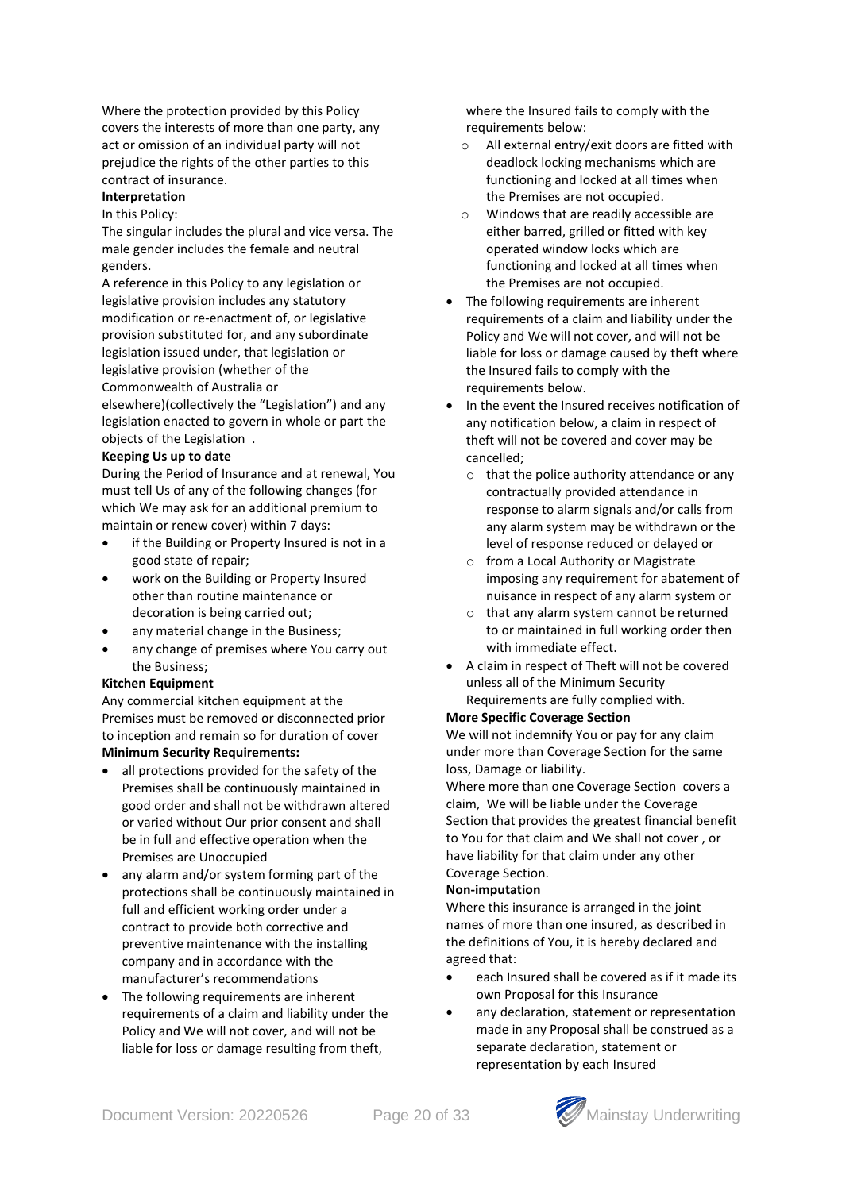Where the protection provided by this Policy covers the interests of more than one party, any act or omission of an individual party will not prejudice the rights of the other parties to this contract of insurance.

**Interpretation**

In this Policy:

The singular includes the plural and vice versa. The male gender includes the female and neutral genders.

A reference in this Policy to any legislation or legislative provision includes any statutory modification or re-enactment of, or legislative provision substituted for, and any subordinate legislation issued under, that legislation or legislative provision (whether of the Commonwealth of Australia or elsewhere)(collectively the "Legislation") and any legislation enacted to govern in whole or part the objects of the Legislation .

**Keeping Us up to date**

During the Period of Insurance and at renewal, You must tell Us of any of the following changes (for which We may ask for an additional premium to maintain or renew cover) within 7 days:

- if the Building or Property Insured is not in a good state of repair;
- work on the Building or Property Insured other than routine maintenance or decoration is being carried out;
- any material change in the Business;
- any change of premises where You carry out the Business;

**Kitchen Equipment**

Any commercial kitchen equipment at the Premises must be removed or disconnected prior to inception and remain so for duration of cover

**Minimum Security Requirements:**

- all protections provided for the safety of the Premises shall be continuously maintained in good order and shall not be withdrawn altered or varied without Our prior consent and shall be in full and effective operation when the Premises are Unoccupied
- any alarm and/or system forming part of the protections shall be continuously maintained in full and efficient working order under a contract to provide both corrective and preventive maintenance with the installing company and in accordance with the manufacturer's recommendations
- The following requirements are inherent requirements of a claim and liability under the Policy and We will not cover, and will not be liable for loss or damage resulting from theft, where the Insured fails to comply with the requirements below:
  - All external entry/exit doors are fitted with deadlock locking mechanisms which are functioning and locked at all times when the Premises are not occupied.
  - Windows that are readily accessible are either barred, grilled or fitted with key operated window locks which are functioning and locked at all times when the Premises are not occupied.
- The following requirements are inherent requirements of a claim and liability under the Policy and We will not cover, and will not be liable for loss or damage caused by theft where the Insured fails to comply with the requirements below.
- In the event the Insured receives notification of any notification below, a claim in respect of theft will not be covered and cover may be cancelled;
  - that the police authority attendance or any contractually provided attendance in response to alarm signals and/or calls from any alarm system may be withdrawn or the level of response reduced or delayed or
  - from a Local Authority or Magistrate imposing any requirement for abatement of nuisance in respect of any alarm system or
  - that any alarm system cannot be returned to or maintained in full working order then with immediate effect.
- A claim in respect of Theft will not be covered unless all of the Minimum Security Requirements are fully complied with.

**More Specific Coverage Section**

We will not indemnify You or pay for any claim under more than Coverage Section for the same loss, Damage or liability.

Where more than one Coverage Section covers a claim, We will be liable under the Coverage Section that provides the greatest financial benefit to You for that claim and We shall not cover , or have liability for that claim under any other Coverage Section.

**Non-imputation**

Where this insurance is arranged in the joint names of more than one insured, as described in the definitions of You, it is hereby declared and agreed that:

- each Insured shall be covered as if it made its own Proposal for this Insurance
- any declaration, statement or representation made in any Proposal shall be construed as a separate declaration, statement or representation by each Insured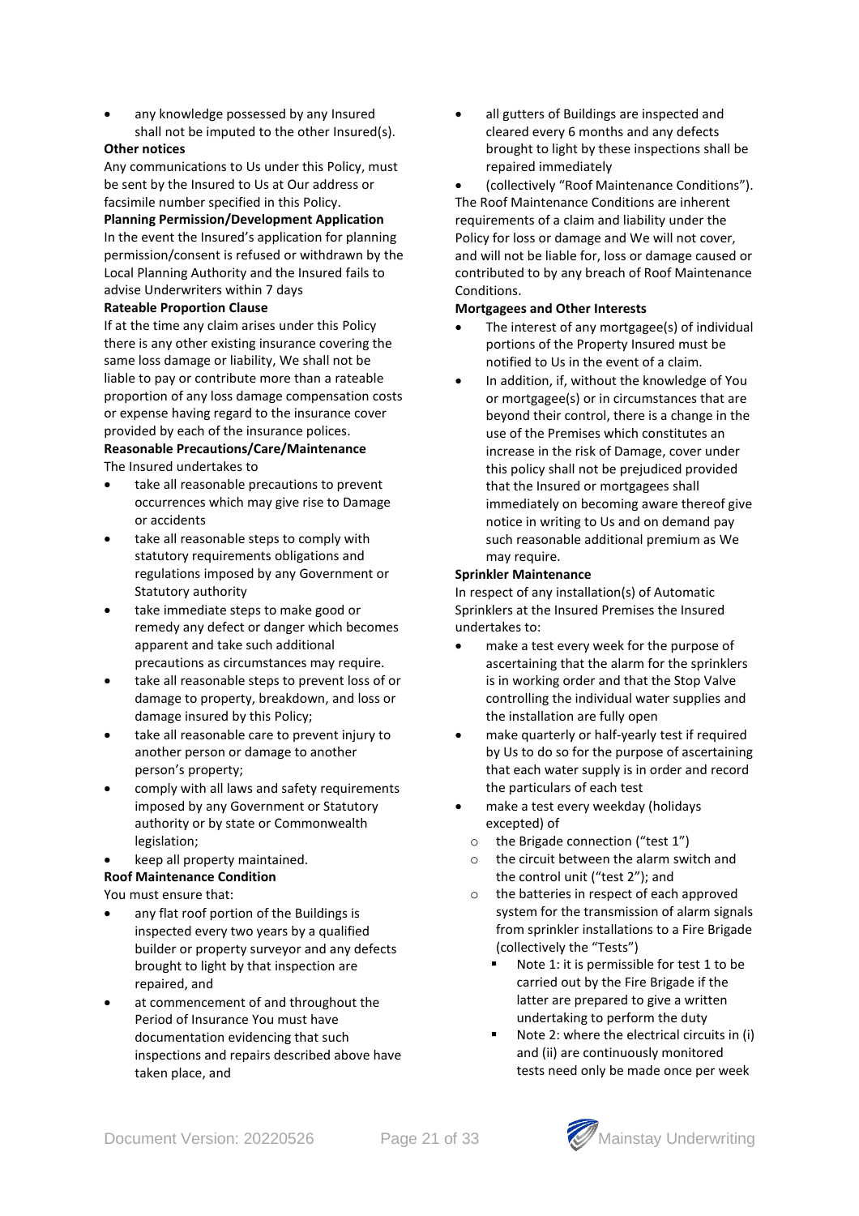- any knowledge possessed by any Insured shall not be imputed to the other Insured(s).

**Other notices**

Any communications to Us under this Policy, must be sent by the Insured to Us at Our address or facsimile number specified in this Policy.

**Planning Permission/Development Application**

In the event the Insured's application for planning permission/consent is refused or withdrawn by the Local Planning Authority and the Insured fails to advise Underwriters within 7 days

**Rateable Proportion Clause**

If at the time any claim arises under this Policy there is any other existing insurance covering the same loss damage or liability, We shall not be liable to pay or contribute more than a rateable proportion of any loss damage compensation costs or expense having regard to the insurance cover provided by each of the insurance polices.

**Reasonable Precautions/Care/Maintenance**

The Insured undertakes to

- take all reasonable precautions to prevent occurrences which may give rise to Damage or accidents
- take all reasonable steps to comply with statutory requirements obligations and regulations imposed by any Government or Statutory authority
- take immediate steps to make good or remedy any defect or danger which becomes apparent and take such additional precautions as circumstances may require.
- take all reasonable steps to prevent loss of or damage to property, breakdown, and loss or damage insured by this Policy;
- take all reasonable care to prevent injury to another person or damage to another person's property;
- comply with all laws and safety requirements imposed by any Government or Statutory authority or by state or Commonwealth legislation;
- keep all property maintained.

**Roof Maintenance Condition**

You must ensure that:

- any flat roof portion of the Buildings is inspected every two years by a qualified builder or property surveyor and any defects brought to light by that inspection are repaired, and
- at commencement of and throughout the Period of Insurance You must have documentation evidencing that such inspections and repairs described above have taken place, and
- all gutters of Buildings are inspected and cleared every 6 months and any defects brought to light by these inspections shall be repaired immediately
- (collectively "Roof Maintenance Conditions").

The Roof Maintenance Conditions are inherent requirements of a claim and liability under the Policy for loss or damage and We will not cover, and will not be liable for, loss or damage caused or contributed to by any breach of Roof Maintenance Conditions.

**Mortgagees and Other Interests**

- The interest of any mortgagee(s) of individual portions of the Property Insured must be notified to Us in the event of a claim.
- In addition, if, without the knowledge of You or mortgagee(s) or in circumstances that are beyond their control, there is a change in the use of the Premises which constitutes an increase in the risk of Damage, cover under this policy shall not be prejudiced provided that the Insured or mortgagees shall immediately on becoming aware thereof give notice in writing to Us and on demand pay such reasonable additional premium as We may require.

**Sprinkler Maintenance**

In respect of any installation(s) of Automatic Sprinklers at the Insured Premises the Insured undertakes to:

- make a test every week for the purpose of ascertaining that the alarm for the sprinklers is in working order and that the Stop Valve controlling the individual water supplies and the installation are fully open
- make quarterly or half-yearly test if required by Us to do so for the purpose of ascertaining that each water supply is in order and record the particulars of each test
- make a test every weekday (holidays excepted) of
  - the Brigade connection ("test 1")
  - the circuit between the alarm switch and the control unit ("test 2"); and
  - the batteries in respect of each approved system for the transmission of alarm signals from sprinkler installations to a Fire Brigade (collectively the "Tests")
    - Note 1: it is permissible for test 1 to be carried out by the Fire Brigade if the latter are prepared to give a written undertaking to perform the duty
    - Note 2: where the electrical circuits in (i) and (ii) are continuously monitored tests need only be made once per week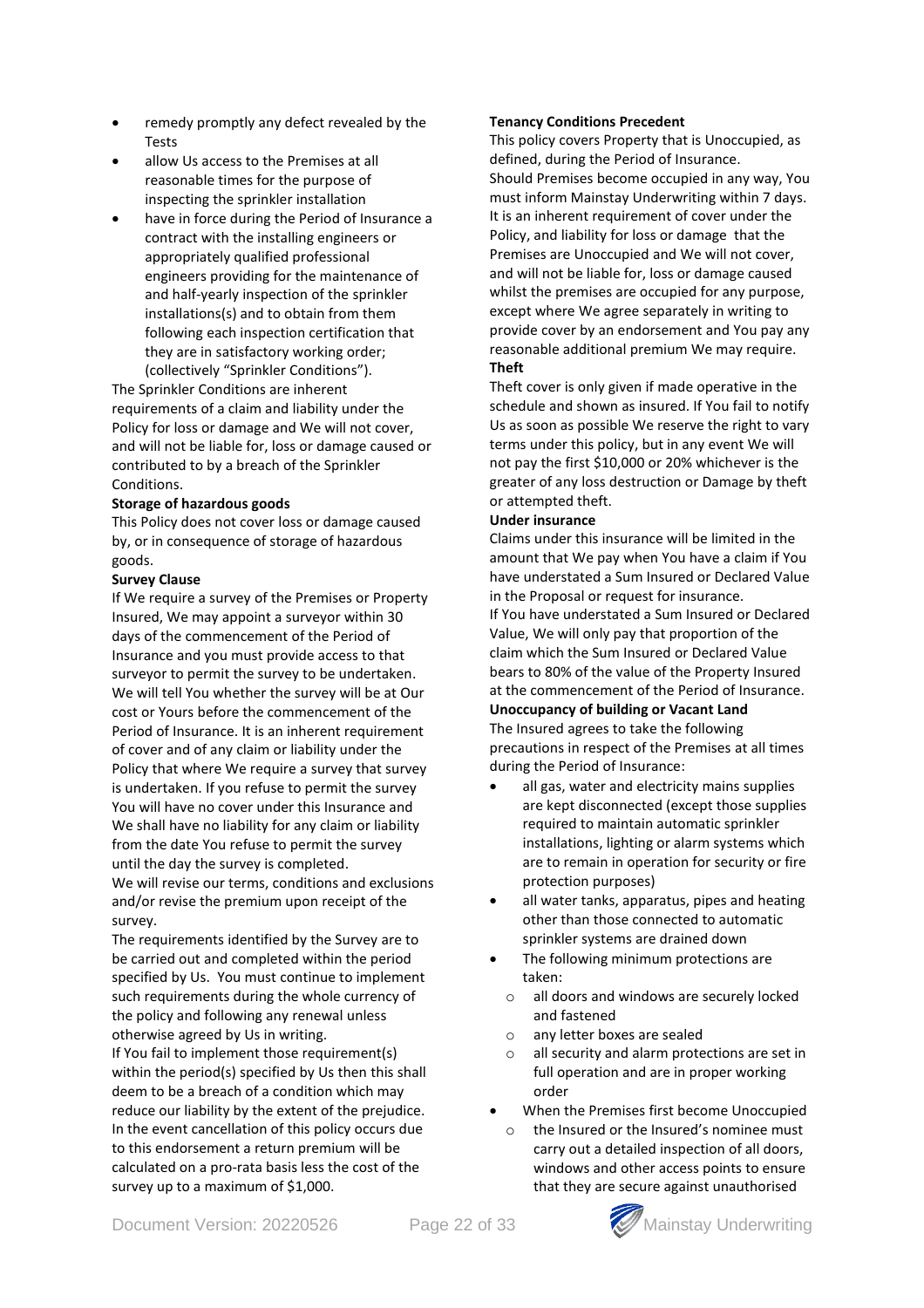- remedy promptly any defect revealed by the Tests
- allow Us access to the Premises at all reasonable times for the purpose of inspecting the sprinkler installation
- have in force during the Period of Insurance a contract with the installing engineers or appropriately qualified professional engineers providing for the maintenance of and half-yearly inspection of the sprinkler installations(s) and to obtain from them following each inspection certification that they are in satisfactory working order; (collectively "Sprinkler Conditions").

The Sprinkler Conditions are inherent requirements of a claim and liability under the Policy for loss or damage and We will not cover, and will not be liable for, loss or damage caused or contributed to by a breach of the Sprinkler Conditions.

**Storage of hazardous goods**

This Policy does not cover loss or damage caused by, or in consequence of storage of hazardous goods.

**Survey Clause**

If We require a survey of the Premises or Property Insured, We may appoint a surveyor within 30 days of the commencement of the Period of Insurance and you must provide access to that surveyor to permit the survey to be undertaken. We will tell You whether the survey will be at Our cost or Yours before the commencement of the Period of Insurance. It is an inherent requirement of cover and of any claim or liability under the Policy that where We require a survey that survey is undertaken. If you refuse to permit the survey You will have no cover under this Insurance and We shall have no liability for any claim or liability from the date You refuse to permit the survey until the day the survey is completed.

We will revise our terms, conditions and exclusions and/or revise the premium upon receipt of the survey.

The requirements identified by the Survey are to be carried out and completed within the period specified by Us. You must continue to implement such requirements during the whole currency of the policy and following any renewal unless otherwise agreed by Us in writing.

If You fail to implement those requirement(s) within the period(s) specified by Us then this shall deem to be a breach of a condition which may reduce our liability by the extent of the prejudice. In the event cancellation of this policy occurs due to this endorsement a return premium will be calculated on a pro-rata basis less the cost of the survey up to a maximum of $1,000.

**Tenancy Conditions Precedent**

This policy covers Property that is Unoccupied, as defined, during the Period of Insurance.

Should Premises become occupied in any way, You must inform Mainstay Underwriting within 7 days. It is an inherent requirement of cover under the Policy, and liability for loss or damage that the Premises are Unoccupied and We will not cover, and will not be liable for, loss or damage caused whilst the premises are occupied for any purpose, except where We agree separately in writing to provide cover by an endorsement and You pay any reasonable additional premium We may require.

**Theft**

Theft cover is only given if made operative in the schedule and shown as insured. If You fail to notify Us as soon as possible We reserve the right to vary terms under this policy, but in any event We will not pay the first $10,000 or 20% whichever is the greater of any loss destruction or Damage by theft or attempted theft.

**Under insurance**

Claims under this insurance will be limited in the amount that We pay when You have a claim if You have understated a Sum Insured or Declared Value in the Proposal or request for insurance.

If You have understated a Sum Insured or Declared Value, We will only pay that proportion of the claim which the Sum Insured or Declared Value bears to 80% of the value of the Property Insured at the commencement of the Period of Insurance.

**Unoccupancy of building or Vacant Land**

The Insured agrees to take the following precautions in respect of the Premises at all times during the Period of Insurance:

- all gas, water and electricity mains supplies are kept disconnected (except those supplies required to maintain automatic sprinkler installations, lighting or alarm systems which are to remain in operation for security or fire protection purposes)
- all water tanks, apparatus, pipes and heating other than those connected to automatic sprinkler systems are drained down
- The following minimum protections are taken:
  - all doors and windows are securely locked and fastened
  - any letter boxes are sealed
  - all security and alarm protections are set in full operation and are in proper working order
- When the Premises first become Unoccupied
  - the Insured or the Insured's nominee must carry out a detailed inspection of all doors, windows and other access points to ensure that they are secure against unauthorised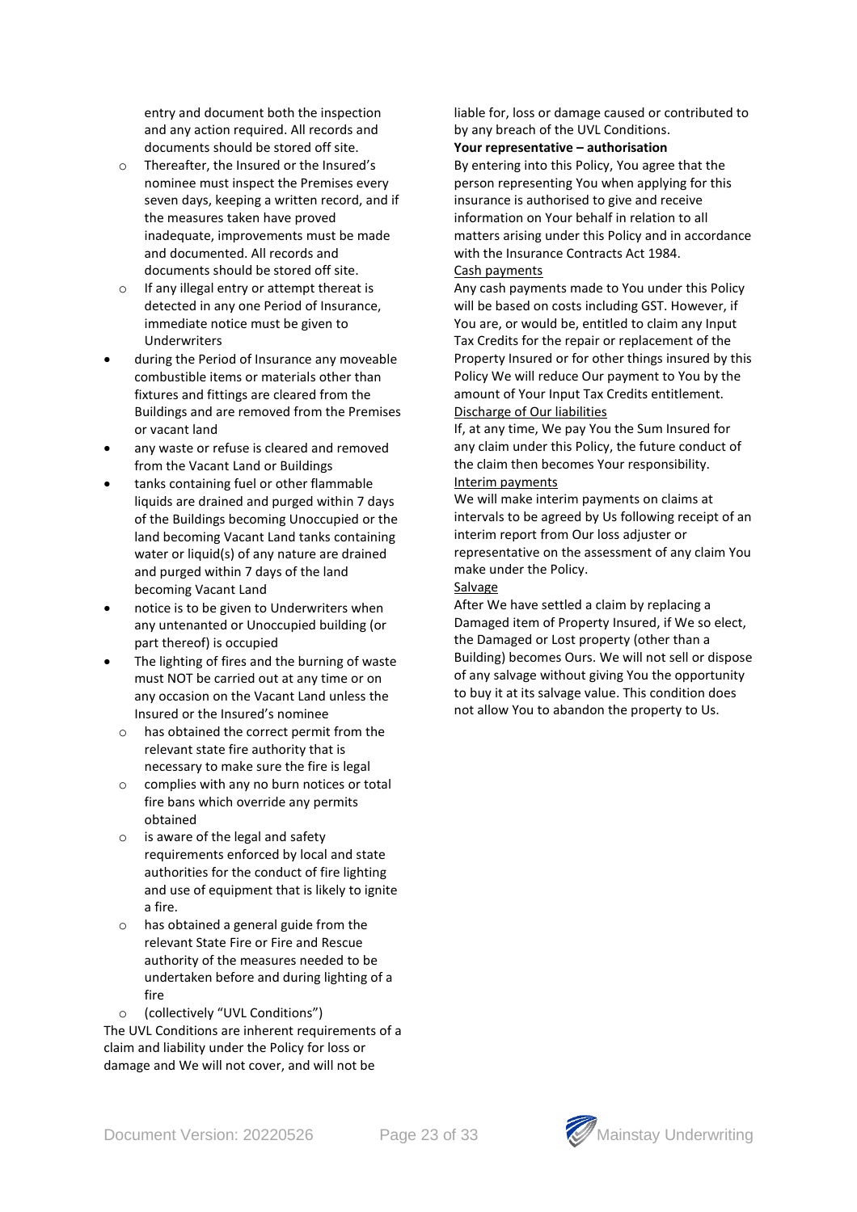entry and document both the inspection and any action required. All records and documents should be stored off site.

  - Thereafter, the Insured or the Insured's nominee must inspect the Premises every seven days, keeping a written record, and if the measures taken have proved inadequate, improvements must be made and documented. All records and documents should be stored off site.
  - If any illegal entry or attempt thereat is detected in any one Period of Insurance, immediate notice must be given to Underwriters
- during the Period of Insurance any moveable combustible items or materials other than fixtures and fittings are cleared from the Buildings and are removed from the Premises or vacant land
- any waste or refuse is cleared and removed from the Vacant Land or Buildings
- tanks containing fuel or other flammable liquids are drained and purged within 7 days of the Buildings becoming Unoccupied or the land becoming Vacant Land tanks containing water or liquid(s) of any nature are drained and purged within 7 days of the land becoming Vacant Land
- notice is to be given to Underwriters when any untenanted or Unoccupied building (or part thereof) is occupied
- The lighting of fires and the burning of waste must NOT be carried out at any time or on any occasion on the Vacant Land unless the Insured or the Insured's nominee
  - has obtained the correct permit from the relevant state fire authority that is necessary to make sure the fire is legal
  - complies with any no burn notices or total fire bans which override any permits obtained
  - is aware of the legal and safety requirements enforced by local and state authorities for the conduct of fire lighting and use of equipment that is likely to ignite a fire.
  - has obtained a general guide from the relevant State Fire or Fire and Rescue authority of the measures needed to be undertaken before and during lighting of a fire
  - (collectively "UVL Conditions")

The UVL Conditions are inherent requirements of a claim and liability under the Policy for loss or damage and We will not cover, and will not be liable for, loss or damage caused or contributed to by any breach of the UVL Conditions.

**Your representative – authorisation**

By entering into this Policy, You agree that the person representing You when applying for this insurance is authorised to give and receive information on Your behalf in relation to all matters arising under this Policy and in accordance with the Insurance Contracts Act 1984.

Cash payments

Any cash payments made to You under this Policy will be based on costs including GST. However, if You are, or would be, entitled to claim any Input Tax Credits for the repair or replacement of the Property Insured or for other things insured by this Policy We will reduce Our payment to You by the amount of Your Input Tax Credits entitlement.

Discharge of Our liabilities

If, at any time, We pay You the Sum Insured for any claim under this Policy, the future conduct of the claim then becomes Your responsibility.

Interim payments

We will make interim payments on claims at intervals to be agreed by Us following receipt of an interim report from Our loss adjuster or representative on the assessment of any claim You make under the Policy.

Salvage

After We have settled a claim by replacing a Damaged item of Property Insured, if We so elect, the Damaged or Lost property (other than a Building) becomes Ours. We will not sell or dispose of any salvage without giving You the opportunity to buy it at its salvage value. This condition does not allow You to abandon the property to Us.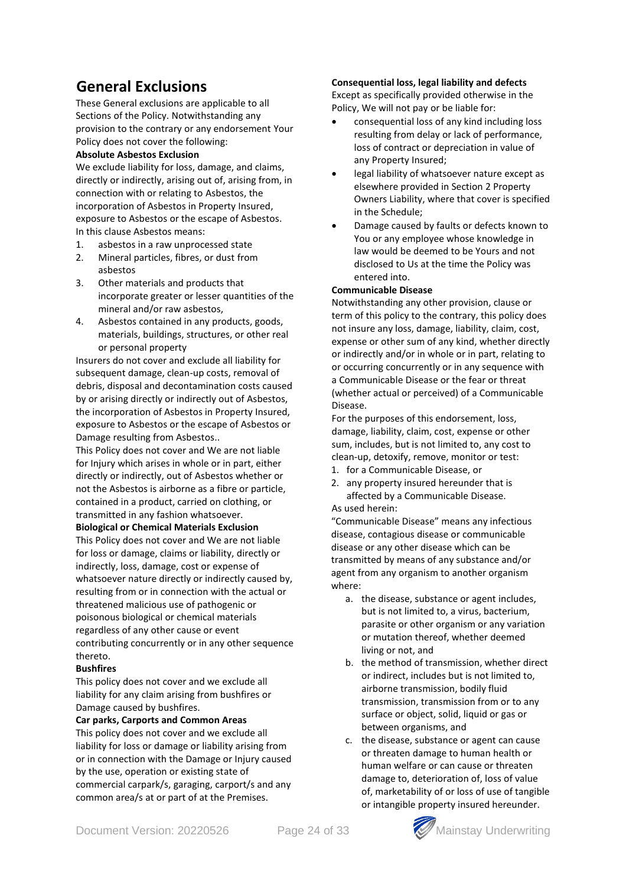# General Exclusions

These General exclusions are applicable to all Sections of the Policy. Notwithstanding any provision to the contrary or any endorsement Your Policy does not cover the following:

**Absolute Asbestos Exclusion**

We exclude liability for loss, damage, and claims, directly or indirectly, arising out of, arising from, in connection with or relating to Asbestos, the incorporation of Asbestos in Property Insured, exposure to Asbestos or the escape of Asbestos. In this clause Asbestos means:

1. asbestos in a raw unprocessed state
2. Mineral particles, fibres, or dust from asbestos
3. Other materials and products that incorporate greater or lesser quantities of the mineral and/or raw asbestos,
4. Asbestos contained in any products, goods, materials, buildings, structures, or other real or personal property

Insurers do not cover and exclude all liability for subsequent damage, clean-up costs, removal of debris, disposal and decontamination costs caused by or arising directly or indirectly out of Asbestos, the incorporation of Asbestos in Property Insured, exposure to Asbestos or the escape of Asbestos or Damage resulting from Asbestos..

This Policy does not cover and We are not liable for Injury which arises in whole or in part, either directly or indirectly, out of Asbestos whether or not the Asbestos is airborne as a fibre or particle, contained in a product, carried on clothing, or transmitted in any fashion whatsoever.

**Biological or Chemical Materials Exclusion**

This Policy does not cover and We are not liable for loss or damage, claims or liability, directly or indirectly, loss, damage, cost or expense of whatsoever nature directly or indirectly caused by, resulting from or in connection with the actual or threatened malicious use of pathogenic or poisonous biological or chemical materials regardless of any other cause or event contributing concurrently or in any other sequence thereto.

**Bushfires**

This policy does not cover and we exclude all liability for any claim arising from bushfires or Damage caused by bushfires.

**Car parks, Carports and Common Areas**

This policy does not cover and we exclude all liability for loss or damage or liability arising from or in connection with the Damage or Injury caused by the use, operation or existing state of commercial carpark/s, garaging, carport/s and any common area/s at or part of at the Premises.

**Consequential loss, legal liability and defects**

Except as specifically provided otherwise in the Policy, We will not pay or be liable for:

- consequential loss of any kind including loss resulting from delay or lack of performance, loss of contract or depreciation in value of any Property Insured;
- legal liability of whatsoever nature except as elsewhere provided in Section 2 Property Owners Liability, where that cover is specified in the Schedule;
- Damage caused by faults or defects known to You or any employee whose knowledge in law would be deemed to be Yours and not disclosed to Us at the time the Policy was entered into.

**Communicable Disease**

Notwithstanding any other provision, clause or term of this policy to the contrary, this policy does not insure any loss, damage, liability, claim, cost, expense or other sum of any kind, whether directly or indirectly and/or in whole or in part, relating to or occurring concurrently or in any sequence with a Communicable Disease or the fear or threat (whether actual or perceived) of a Communicable Disease.

For the purposes of this endorsement, loss, damage, liability, claim, cost, expense or other sum, includes, but is not limited to, any cost to clean-up, detoxify, remove, monitor or test:

1. for a Communicable Disease, or
2. any property insured hereunder that is affected by a Communicable Disease.

As used herein:

"Communicable Disease" means any infectious disease, contagious disease or communicable disease or any other disease which can be transmitted by means of any substance and/or agent from any organism to another organism where:

a. the disease, substance or agent includes, but is not limited to, a virus, bacterium, parasite or other organism or any variation or mutation thereof, whether deemed living or not, and
b. the method of transmission, whether direct or indirect, includes but is not limited to, airborne transmission, bodily fluid transmission, transmission from or to any surface or object, solid, liquid or gas or between organisms, and
c. the disease, substance or agent can cause or threaten damage to human health or human welfare or can cause or threaten damage to, deterioration of, loss of value of, marketability of or loss of use of tangible or intangible property insured hereunder.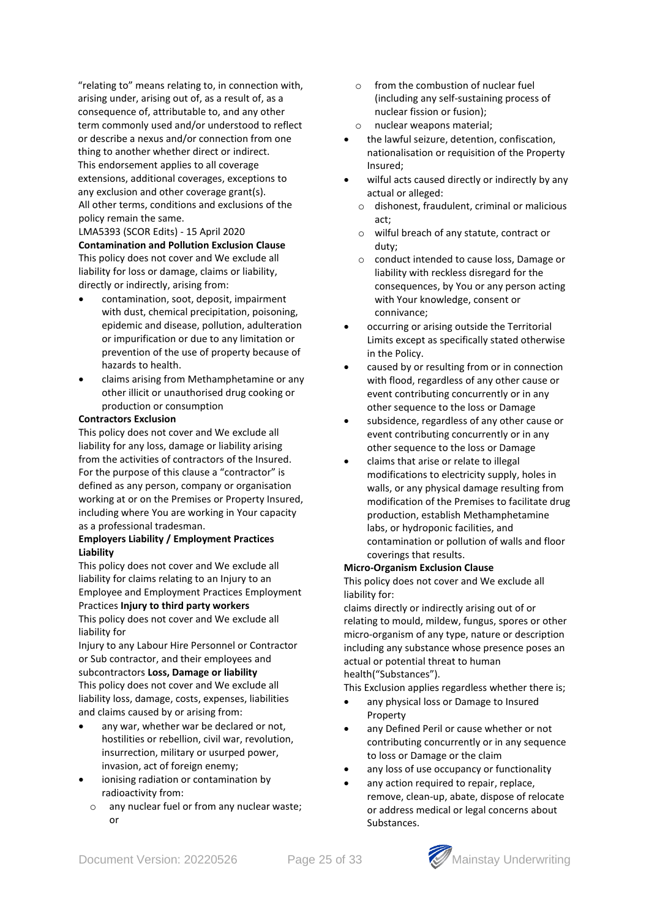"relating to" means relating to, in connection with, arising under, arising out of, as a result of, as a consequence of, attributable to, and any other term commonly used and/or understood to reflect or describe a nexus and/or connection from one thing to another whether direct or indirect.

This endorsement applies to all coverage extensions, additional coverages, exceptions to any exclusion and other coverage grant(s).

All other terms, conditions and exclusions of the policy remain the same.

LMA5393 (SCOR Edits) - 15 April 2020

**Contamination and Pollution Exclusion Clause**

This policy does not cover and We exclude all liability for loss or damage, claims or liability, directly or indirectly, arising from:

- contamination, soot, deposit, impairment with dust, chemical precipitation, poisoning, epidemic and disease, pollution, adulteration or impurification or due to any limitation or prevention of the use of property because of hazards to health.
- claims arising from Methamphetamine or any other illicit or unauthorised drug cooking or production or consumption

**Contractors Exclusion**

This policy does not cover and We exclude all liability for any loss, damage or liability arising from the activities of contractors of the Insured. For the purpose of this clause a "contractor" is defined as any person, company or organisation working at or on the Premises or Property Insured, including where You are working in Your capacity as a professional tradesman.

**Employers Liability / Employment Practices Liability**

This policy does not cover and We exclude all liability for claims relating to an Injury to an Employee and Employment Practices Employment Practices **Injury to third party workers**

This policy does not cover and We exclude all liability for

Injury to any Labour Hire Personnel or Contractor or Sub contractor, and their employees and subcontractors **Loss, Damage or liability**

This policy does not cover and We exclude all liability loss, damage, costs, expenses, liabilities and claims caused by or arising from:

- any war, whether war be declared or not, hostilities or rebellion, civil war, revolution, insurrection, military or usurped power, invasion, act of foreign enemy;
- ionising radiation or contamination by radioactivity from:
  - any nuclear fuel or from any nuclear waste; or
  - from the combustion of nuclear fuel (including any self-sustaining process of nuclear fission or fusion);
  - nuclear weapons material;
- the lawful seizure, detention, confiscation, nationalisation or requisition of the Property Insured;
- wilful acts caused directly or indirectly by any actual or alleged:
  - dishonest, fraudulent, criminal or malicious act;
  - wilful breach of any statute, contract or duty;
  - conduct intended to cause loss, Damage or liability with reckless disregard for the consequences, by You or any person acting with Your knowledge, consent or connivance;
- occurring or arising outside the Territorial Limits except as specifically stated otherwise in the Policy.
- caused by or resulting from or in connection with flood, regardless of any other cause or event contributing concurrently or in any other sequence to the loss or Damage
- subsidence, regardless of any other cause or event contributing concurrently or in any other sequence to the loss or Damage
- claims that arise or relate to illegal modifications to electricity supply, holes in walls, or any physical damage resulting from modification of the Premises to facilitate drug production, establish Methamphetamine labs, or hydroponic facilities, and contamination or pollution of walls and floor coverings that results.

**Micro-Organism Exclusion Clause**

This policy does not cover and We exclude all liability for:

claims directly or indirectly arising out of or relating to mould, mildew, fungus, spores or other micro-organism of any type, nature or description including any substance whose presence poses an actual or potential threat to human health("Substances").

This Exclusion applies regardless whether there is;

- any physical loss or Damage to Insured Property
- any Defined Peril or cause whether or not contributing concurrently or in any sequence to loss or Damage or the claim
- any loss of use occupancy or functionality
- any action required to repair, replace, remove, clean-up, abate, dispose of relocate or address medical or legal concerns about Substances.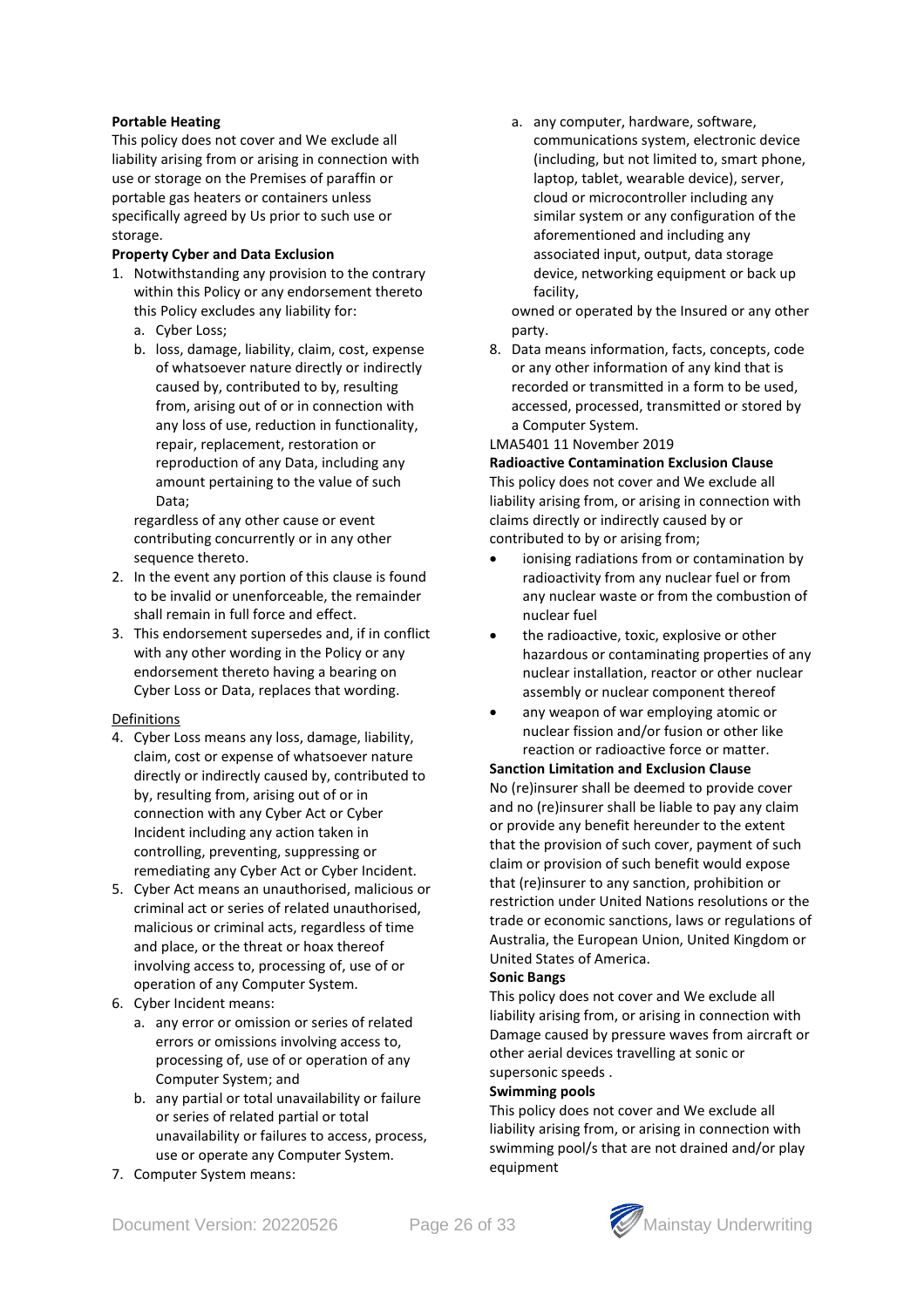**Portable Heating**

This policy does not cover and We exclude all liability arising from or arising in connection with use or storage on the Premises of paraffin or portable gas heaters or containers unless specifically agreed by Us prior to such use or storage.

**Property Cyber and Data Exclusion**

1. Notwithstanding any provision to the contrary within this Policy or any endorsement thereto this Policy excludes any liability for:
   a. Cyber Loss;
   b. loss, damage, liability, claim, cost, expense of whatsoever nature directly or indirectly caused by, contributed to by, resulting from, arising out of or in connection with any loss of use, reduction in functionality, repair, replacement, restoration or reproduction of any Data, including any amount pertaining to the value of such Data;

   regardless of any other cause or event contributing concurrently or in any other sequence thereto.
2. In the event any portion of this clause is found to be invalid or unenforceable, the remainder shall remain in full force and effect.
3. This endorsement supersedes and, if in conflict with any other wording in the Policy or any endorsement thereto having a bearing on Cyber Loss or Data, replaces that wording.

Definitions

4. Cyber Loss means any loss, damage, liability, claim, cost or expense of whatsoever nature directly or indirectly caused by, contributed to by, resulting from, arising out of or in connection with any Cyber Act or Cyber Incident including any action taken in controlling, preventing, suppressing or remediating any Cyber Act or Cyber Incident.
5. Cyber Act means an unauthorised, malicious or criminal act or series of related unauthorised, malicious or criminal acts, regardless of time and place, or the threat or hoax thereof involving access to, processing of, use of or operation of any Computer System.
6. Cyber Incident means:
   a. any error or omission or series of related errors or omissions involving access to, processing of, use of or operation of any Computer System; and
   b. any partial or total unavailability or failure or series of related partial or total unavailability or failures to access, process, use or operate any Computer System.
7. Computer System means:
   a. any computer, hardware, software, communications system, electronic device (including, but not limited to, smart phone, laptop, tablet, wearable device), server, cloud or microcontroller including any similar system or any configuration of the aforementioned and including any associated input, output, data storage device, networking equipment or back up facility,

   owned or operated by the Insured or any other party.
8. Data means information, facts, concepts, code or any other information of any kind that is recorded or transmitted in a form to be used, accessed, processed, transmitted or stored by a Computer System.

LMA5401 11 November 2019

**Radioactive Contamination Exclusion Clause**

This policy does not cover and We exclude all liability arising from, or arising in connection with claims directly or indirectly caused by or contributed to by or arising from;

- ionising radiations from or contamination by radioactivity from any nuclear fuel or from any nuclear waste or from the combustion of nuclear fuel
- the radioactive, toxic, explosive or other hazardous or contaminating properties of any nuclear installation, reactor or other nuclear assembly or nuclear component thereof
- any weapon of war employing atomic or nuclear fission and/or fusion or other like reaction or radioactive force or matter.

**Sanction Limitation and Exclusion Clause**

No (re)insurer shall be deemed to provide cover and no (re)insurer shall be liable to pay any claim or provide any benefit hereunder to the extent that the provision of such cover, payment of such claim or provision of such benefit would expose that (re)insurer to any sanction, prohibition or restriction under United Nations resolutions or the trade or economic sanctions, laws or regulations of Australia, the European Union, United Kingdom or United States of America.

**Sonic Bangs**

This policy does not cover and We exclude all liability arising from, or arising in connection with Damage caused by pressure waves from aircraft or other aerial devices travelling at sonic or supersonic speeds .

**Swimming pools**

This policy does not cover and We exclude all liability arising from, or arising in connection with swimming pool/s that are not drained and/or play equipment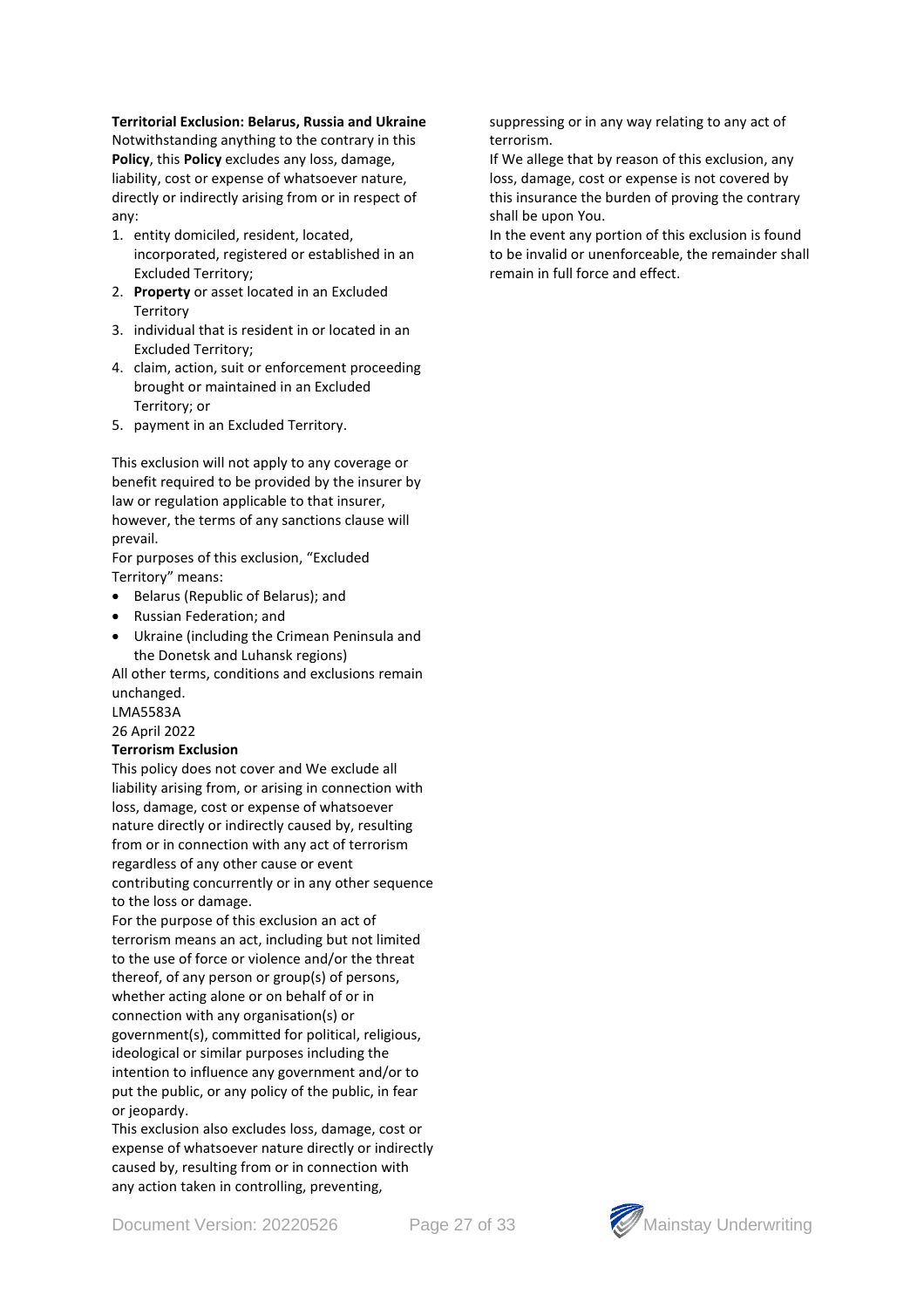**Territorial Exclusion: Belarus, Russia and Ukraine**

Notwithstanding anything to the contrary in this **Policy**, this **Policy** excludes any loss, damage, liability, cost or expense of whatsoever nature, directly or indirectly arising from or in respect of any:

1. entity domiciled, resident, located, incorporated, registered or established in an Excluded Territory;
2. **Property** or asset located in an Excluded Territory
3. individual that is resident in or located in an Excluded Territory;
4. claim, action, suit or enforcement proceeding brought or maintained in an Excluded Territory; or
5. payment in an Excluded Territory.

This exclusion will not apply to any coverage or benefit required to be provided by the insurer by law or regulation applicable to that insurer, however, the terms of any sanctions clause will prevail.

For purposes of this exclusion, "Excluded Territory" means:

- Belarus (Republic of Belarus); and
- Russian Federation; and
- Ukraine (including the Crimean Peninsula and the Donetsk and Luhansk regions)

All other terms, conditions and exclusions remain unchanged.

LMA5583A

26 April 2022

**Terrorism Exclusion**

This policy does not cover and We exclude all liability arising from, or arising in connection with loss, damage, cost or expense of whatsoever nature directly or indirectly caused by, resulting from or in connection with any act of terrorism regardless of any other cause or event contributing concurrently or in any other sequence to the loss or damage.

For the purpose of this exclusion an act of terrorism means an act, including but not limited to the use of force or violence and/or the threat thereof, of any person or group(s) of persons, whether acting alone or on behalf of or in connection with any organisation(s) or government(s), committed for political, religious, ideological or similar purposes including the intention to influence any government and/or to put the public, or any policy of the public, in fear or jeopardy.

This exclusion also excludes loss, damage, cost or expense of whatsoever nature directly or indirectly caused by, resulting from or in connection with any action taken in controlling, preventing, suppressing or in any way relating to any act of terrorism.

If We allege that by reason of this exclusion, any loss, damage, cost or expense is not covered by this insurance the burden of proving the contrary shall be upon You.

In the event any portion of this exclusion is found to be invalid or unenforceable, the remainder shall remain in full force and effect.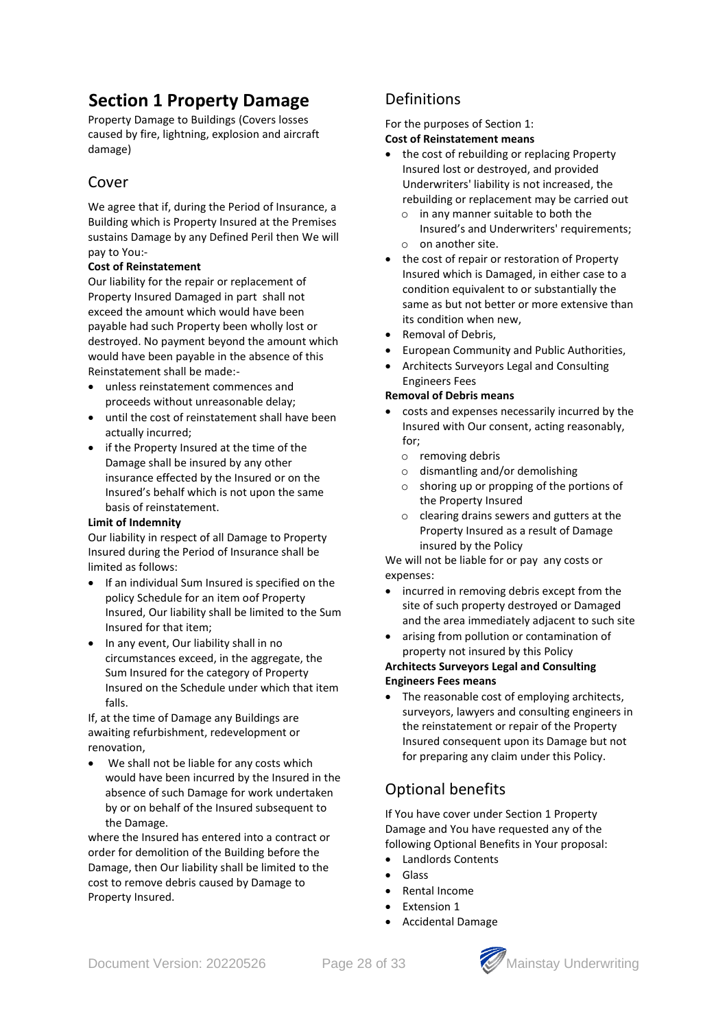# Section 1 Property Damage

Property Damage to Buildings (Covers losses caused by fire, lightning, explosion and aircraft damage)

## Cover

We agree that if, during the Period of Insurance, a Building which is Property Insured at the Premises sustains Damage by any Defined Peril then We will pay to You:-

**Cost of Reinstatement**

Our liability for the repair or replacement of Property Insured Damaged in part shall not exceed the amount which would have been payable had such Property been wholly lost or destroyed. No payment beyond the amount which would have been payable in the absence of this Reinstatement shall be made:-

- unless reinstatement commences and proceeds without unreasonable delay;
- until the cost of reinstatement shall have been actually incurred;
- if the Property Insured at the time of the Damage shall be insured by any other insurance effected by the Insured or on the Insured's behalf which is not upon the same basis of reinstatement.

**Limit of Indemnity**

Our liability in respect of all Damage to Property Insured during the Period of Insurance shall be limited as follows:

- If an individual Sum Insured is specified on the policy Schedule for an item oof Property Insured, Our liability shall be limited to the Sum Insured for that item;
- In any event, Our liability shall in no circumstances exceed, in the aggregate, the Sum Insured for the category of Property Insured on the Schedule under which that item falls.

If, at the time of Damage any Buildings are awaiting refurbishment, redevelopment or renovation,

- We shall not be liable for any costs which would have been incurred by the Insured in the absence of such Damage for work undertaken by or on behalf of the Insured subsequent to the Damage.

where the Insured has entered into a contract or order for demolition of the Building before the Damage, then Our liability shall be limited to the cost to remove debris caused by Damage to Property Insured.

## Definitions

For the purposes of Section 1:

**Cost of Reinstatement means**

- the cost of rebuilding or replacing Property Insured lost or destroyed, and provided Underwriters' liability is not increased, the rebuilding or replacement may be carried out
  - in any manner suitable to both the Insured's and Underwriters' requirements;
  - on another site.
- the cost of repair or restoration of Property Insured which is Damaged, in either case to a condition equivalent to or substantially the same as but not better or more extensive than its condition when new,
- Removal of Debris,
- European Community and Public Authorities,
- Architects Surveyors Legal and Consulting Engineers Fees

**Removal of Debris means**

- costs and expenses necessarily incurred by the Insured with Our consent, acting reasonably, for;
  - removing debris
  - dismantling and/or demolishing
  - shoring up or propping of the portions of the Property Insured
  - clearing drains sewers and gutters at the Property Insured as a result of Damage insured by the Policy

We will not be liable for or pay any costs or expenses:

- incurred in removing debris except from the site of such property destroyed or Damaged and the area immediately adjacent to such site
- arising from pollution or contamination of property not insured by this Policy

**Architects Surveyors Legal and Consulting Engineers Fees means**

- The reasonable cost of employing architects, surveyors, lawyers and consulting engineers in the reinstatement or repair of the Property Insured consequent upon its Damage but not for preparing any claim under this Policy.

## Optional benefits

If You have cover under Section 1 Property Damage and You have requested any of the following Optional Benefits in Your proposal:

- Landlords Contents
- Glass
- Rental Income
- Extension 1
- Accidental Damage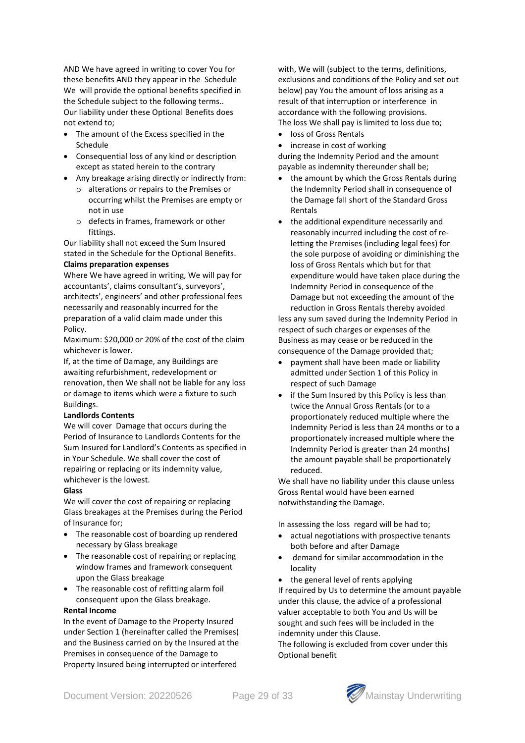AND We have agreed in writing to cover You for these benefits AND they appear in the Schedule We will provide the optional benefits specified in the Schedule subject to the following terms..

Our liability under these Optional Benefits does not extend to;

- The amount of the Excess specified in the Schedule
- Consequential loss of any kind or description except as stated herein to the contrary
- Any breakage arising directly or indirectly from:
  - alterations or repairs to the Premises or occurring whilst the Premises are empty or not in use
  - defects in frames, framework or other fittings.

Our liability shall not exceed the Sum Insured stated in the Schedule for the Optional Benefits.

**Claims preparation expenses**

Where We have agreed in writing, We will pay for accountants', claims consultant's, surveyors', architects', engineers' and other professional fees necessarily and reasonably incurred for the preparation of a valid claim made under this Policy.

Maximum: $20,000 or 20% of the cost of the claim whichever is lower.

If, at the time of Damage, any Buildings are awaiting refurbishment, redevelopment or renovation, then We shall not be liable for any loss or damage to items which were a fixture to such Buildings.

**Landlords Contents**

We will cover Damage that occurs during the Period of Insurance to Landlords Contents for the Sum Insured for Landlord's Contents as specified in in Your Schedule. We shall cover the cost of repairing or replacing or its indemnity value, whichever is the lowest.

**Glass**

We will cover the cost of repairing or replacing Glass breakages at the Premises during the Period of Insurance for;

- The reasonable cost of boarding up rendered necessary by Glass breakage
- The reasonable cost of repairing or replacing window frames and framework consequent upon the Glass breakage
- The reasonable cost of refitting alarm foil consequent upon the Glass breakage.

**Rental Income**

In the event of Damage to the Property Insured under Section 1 (hereinafter called the Premises) and the Business carried on by the Insured at the Premises in consequence of the Damage to Property Insured being interrupted or interfered with, We will (subject to the terms, definitions, exclusions and conditions of the Policy and set out below) pay You the amount of loss arising as a result of that interruption or interference in accordance with the following provisions.

The loss We shall pay is limited to loss due to;

- loss of Gross Rentals
- increase in cost of working

during the Indemnity Period and the amount payable as indemnity thereunder shall be;

- the amount by which the Gross Rentals during the Indemnity Period shall in consequence of the Damage fall short of the Standard Gross Rentals
- the additional expenditure necessarily and reasonably incurred including the cost of re-letting the Premises (including legal fees) for the sole purpose of avoiding or diminishing the loss of Gross Rentals which but for that expenditure would have taken place during the Indemnity Period in consequence of the Damage but not exceeding the amount of the reduction in Gross Rentals thereby avoided

less any sum saved during the Indemnity Period in respect of such charges or expenses of the Business as may cease or be reduced in the consequence of the Damage provided that;

- payment shall have been made or liability admitted under Section 1 of this Policy in respect of such Damage
- if the Sum Insured by this Policy is less than twice the Annual Gross Rentals (or to a proportionately reduced multiple where the Indemnity Period is less than 24 months or to a proportionately increased multiple where the Indemnity Period is greater than 24 months) the amount payable shall be proportionately reduced.

We shall have no liability under this clause unless Gross Rental would have been earned notwithstanding the Damage.

In assessing the loss regard will be had to;

- actual negotiations with prospective tenants both before and after Damage
- demand for similar accommodation in the locality
- the general level of rents applying

If required by Us to determine the amount payable under this clause, the advice of a professional valuer acceptable to both You and Us will be sought and such fees will be included in the indemnity under this Clause.

The following is excluded from cover under this Optional benefit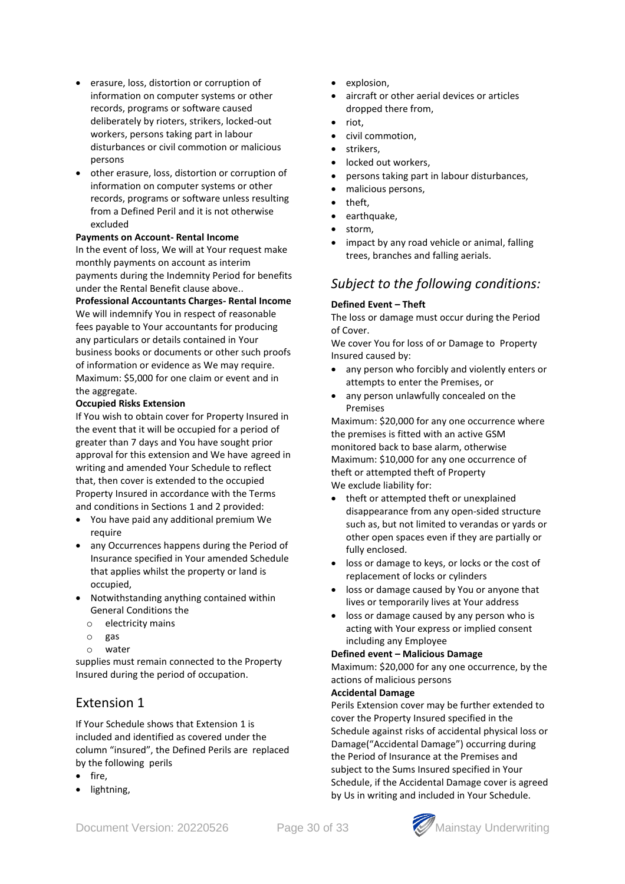- erasure, loss, distortion or corruption of information on computer systems or other records, programs or software caused deliberately by rioters, strikers, locked-out workers, persons taking part in labour disturbances or civil commotion or malicious persons
- other erasure, loss, distortion or corruption of information on computer systems or other records, programs or software unless resulting from a Defined Peril and it is not otherwise excluded

**Payments on Account- Rental Income**

In the event of loss, We will at Your request make monthly payments on account as interim payments during the Indemnity Period for benefits under the Rental Benefit clause above..

**Professional Accountants Charges- Rental Income**

We will indemnify You in respect of reasonable fees payable to Your accountants for producing any particulars or details contained in Your business books or documents or other such proofs of information or evidence as We may require. Maximum: $5,000 for one claim or event and in the aggregate.

**Occupied Risks Extension**

If You wish to obtain cover for Property Insured in the event that it will be occupied for a period of greater than 7 days and You have sought prior approval for this extension and We have agreed in writing and amended Your Schedule to reflect that, then cover is extended to the occupied Property Insured in accordance with the Terms and conditions in Sections 1 and 2 provided:

- You have paid any additional premium We require
- any Occurrences happens during the Period of Insurance specified in Your amended Schedule that applies whilst the property or land is occupied,
- Notwithstanding anything contained within General Conditions the
  - electricity mains
  - gas
  - water

supplies must remain connected to the Property Insured during the period of occupation.

## Extension 1

If Your Schedule shows that Extension 1 is included and identified as covered under the column "insured", the Defined Perils are replaced by the following perils

- fire,
- lightning,
- explosion,
- aircraft or other aerial devices or articles dropped there from,
- riot,
- civil commotion,
- strikers,
- locked out workers,
- persons taking part in labour disturbances,
- malicious persons,
- theft,
- earthquake,
- storm,
- impact by any road vehicle or animal, falling trees, branches and falling aerials.

## *Subject to the following conditions:*

**Defined Event – Theft**

The loss or damage must occur during the Period of Cover.

We cover You for loss of or Damage to Property Insured caused by:

- any person who forcibly and violently enters or attempts to enter the Premises, or
- any person unlawfully concealed on the Premises

Maximum: $20,000 for any one occurrence where the premises is fitted with an active GSM monitored back to base alarm, otherwise Maximum: $10,000 for any one occurrence of theft or attempted theft of Property

We exclude liability for:

- theft or attempted theft or unexplained disappearance from any open-sided structure such as, but not limited to verandas or yards or other open spaces even if they are partially or fully enclosed.
- loss or damage to keys, or locks or the cost of replacement of locks or cylinders
- loss or damage caused by You or anyone that lives or temporarily lives at Your address
- loss or damage caused by any person who is acting with Your express or implied consent including any Employee

**Defined event – Malicious Damage**

Maximum: $20,000 for any one occurrence, by the actions of malicious persons

**Accidental Damage**

Perils Extension cover may be further extended to cover the Property Insured specified in the Schedule against risks of accidental physical loss or Damage("Accidental Damage") occurring during the Period of Insurance at the Premises and subject to the Sums Insured specified in Your Schedule, if the Accidental Damage cover is agreed by Us in writing and included in Your Schedule.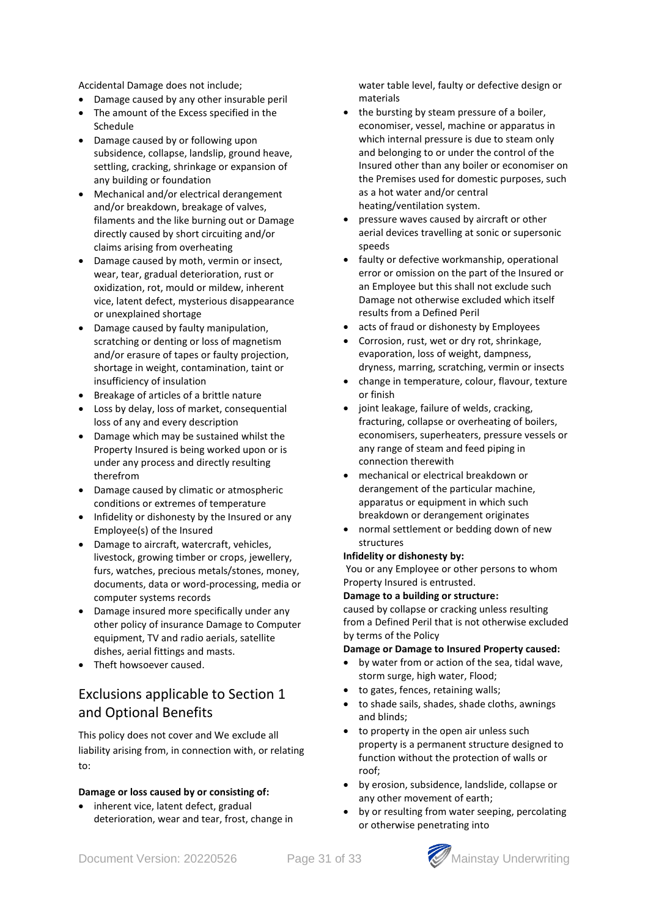Accidental Damage does not include;

- Damage caused by any other insurable peril
- The amount of the Excess specified in the Schedule
- Damage caused by or following upon subsidence, collapse, landslip, ground heave, settling, cracking, shrinkage or expansion of any building or foundation
- Mechanical and/or electrical derangement and/or breakdown, breakage of valves, filaments and the like burning out or Damage directly caused by short circuiting and/or claims arising from overheating
- Damage caused by moth, vermin or insect, wear, tear, gradual deterioration, rust or oxidization, rot, mould or mildew, inherent vice, latent defect, mysterious disappearance or unexplained shortage
- Damage caused by faulty manipulation, scratching or denting or loss of magnetism and/or erasure of tapes or faulty projection, shortage in weight, contamination, taint or insufficiency of insulation
- Breakage of articles of a brittle nature
- Loss by delay, loss of market, consequential loss of any and every description
- Damage which may be sustained whilst the Property Insured is being worked upon or is under any process and directly resulting therefrom
- Damage caused by climatic or atmospheric conditions or extremes of temperature
- Infidelity or dishonesty by the Insured or any Employee(s) of the Insured
- Damage to aircraft, watercraft, vehicles, livestock, growing timber or crops, jewellery, furs, watches, precious metals/stones, money, documents, data or word-processing, media or computer systems records
- Damage insured more specifically under any other policy of insurance Damage to Computer equipment, TV and radio aerials, satellite dishes, aerial fittings and masts.
- Theft howsoever caused.

## Exclusions applicable to Section 1 and Optional Benefits

This policy does not cover and We exclude all liability arising from, in connection with, or relating to:

**Damage or loss caused by or consisting of:**

- inherent vice, latent defect, gradual deterioration, wear and tear, frost, change in water table level, faulty or defective design or materials
- the bursting by steam pressure of a boiler, economiser, vessel, machine or apparatus in which internal pressure is due to steam only and belonging to or under the control of the Insured other than any boiler or economiser on the Premises used for domestic purposes, such as a hot water and/or central heating/ventilation system.
- pressure waves caused by aircraft or other aerial devices travelling at sonic or supersonic speeds
- faulty or defective workmanship, operational error or omission on the part of the Insured or an Employee but this shall not exclude such Damage not otherwise excluded which itself results from a Defined Peril
- acts of fraud or dishonesty by Employees
- Corrosion, rust, wet or dry rot, shrinkage, evaporation, loss of weight, dampness, dryness, marring, scratching, vermin or insects
- change in temperature, colour, flavour, texture or finish
- joint leakage, failure of welds, cracking, fracturing, collapse or overheating of boilers, economisers, superheaters, pressure vessels or any range of steam and feed piping in connection therewith
- mechanical or electrical breakdown or derangement of the particular machine, apparatus or equipment in which such breakdown or derangement originates
- normal settlement or bedding down of new structures

**Infidelity or dishonesty by:**

You or any Employee or other persons to whom Property Insured is entrusted.

**Damage to a building or structure:**

caused by collapse or cracking unless resulting from a Defined Peril that is not otherwise excluded by terms of the Policy

**Damage or Damage to Insured Property caused:**

- by water from or action of the sea, tidal wave, storm surge, high water, Flood;
- to gates, fences, retaining walls;
- to shade sails, shades, shade cloths, awnings and blinds;
- to property in the open air unless such property is a permanent structure designed to function without the protection of walls or roof;
- by erosion, subsidence, landslide, collapse or any other movement of earth;
- by or resulting from water seeping, percolating or otherwise penetrating into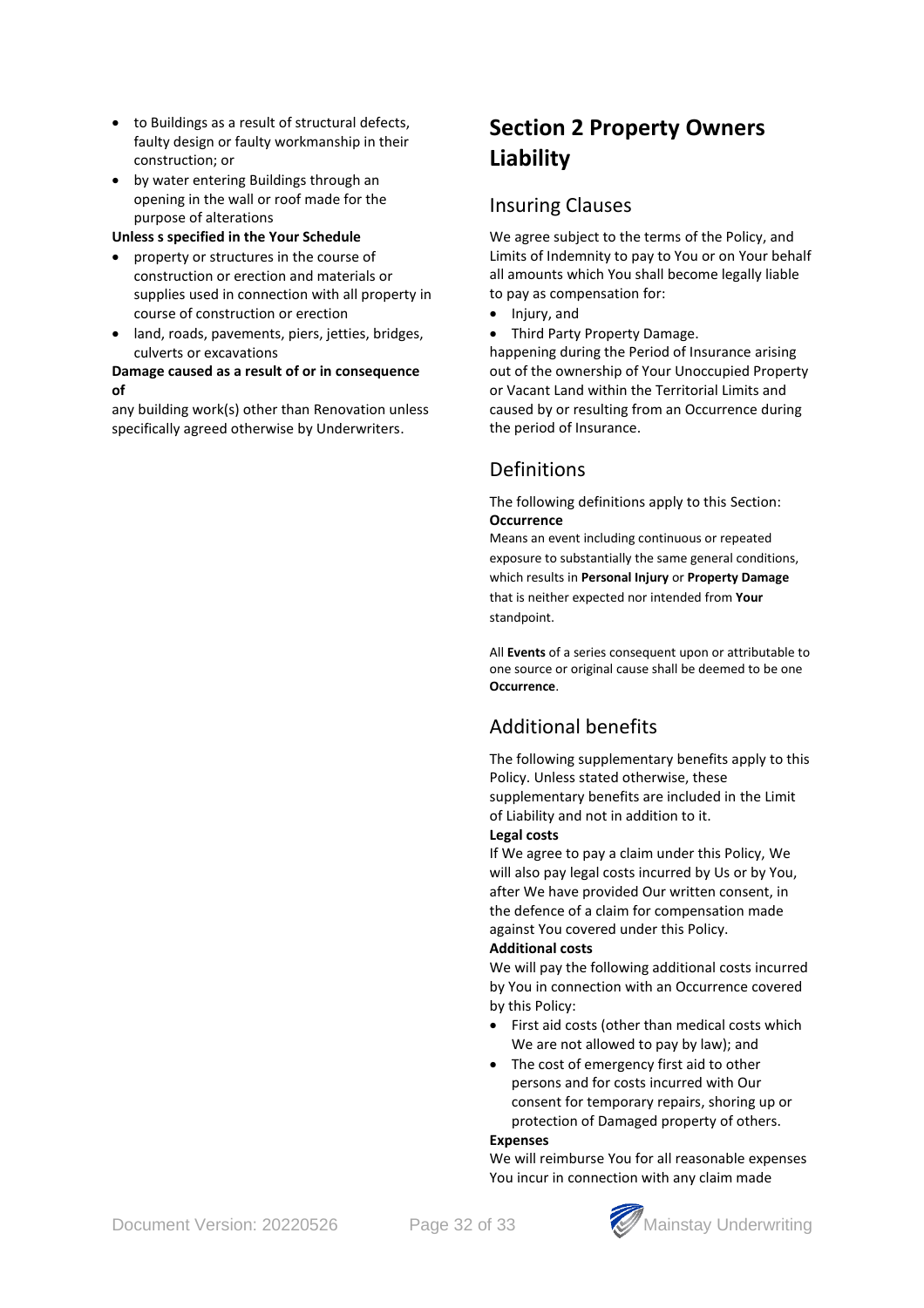- to Buildings as a result of structural defects, faulty design or faulty workmanship in their construction; or
- by water entering Buildings through an opening in the wall or roof made for the purpose of alterations

**Unless s specified in the Your Schedule**

- property or structures in the course of construction or erection and materials or supplies used in connection with all property in course of construction or erection
- land, roads, pavements, piers, jetties, bridges, culverts or excavations

**Damage caused as a result of or in consequence of**

any building work(s) other than Renovation unless specifically agreed otherwise by Underwriters.

# Section 2 Property Owners Liability

## Insuring Clauses

We agree subject to the terms of the Policy, and Limits of Indemnity to pay to You or on Your behalf all amounts which You shall become legally liable to pay as compensation for:

- Injury, and
- Third Party Property Damage.

happening during the Period of Insurance arising out of the ownership of Your Unoccupied Property or Vacant Land within the Territorial Limits and caused by or resulting from an Occurrence during the period of Insurance.

## Definitions

The following definitions apply to this Section:

**Occurrence**

Means an event including continuous or repeated exposure to substantially the same general conditions, which results in **Personal Injury** or **Property Damage** that is neither expected nor intended from **Your** standpoint.

All **Events** of a series consequent upon or attributable to one source or original cause shall be deemed to be one **Occurrence**.

## Additional benefits

The following supplementary benefits apply to this Policy. Unless stated otherwise, these supplementary benefits are included in the Limit of Liability and not in addition to it.

**Legal costs**

If We agree to pay a claim under this Policy, We will also pay legal costs incurred by Us or by You, after We have provided Our written consent, in the defence of a claim for compensation made against You covered under this Policy.

**Additional costs**

We will pay the following additional costs incurred by You in connection with an Occurrence covered by this Policy:

- First aid costs (other than medical costs which We are not allowed to pay by law); and
- The cost of emergency first aid to other persons and for costs incurred with Our consent for temporary repairs, shoring up or protection of Damaged property of others.

**Expenses**

We will reimburse You for all reasonable expenses You incur in connection with any claim made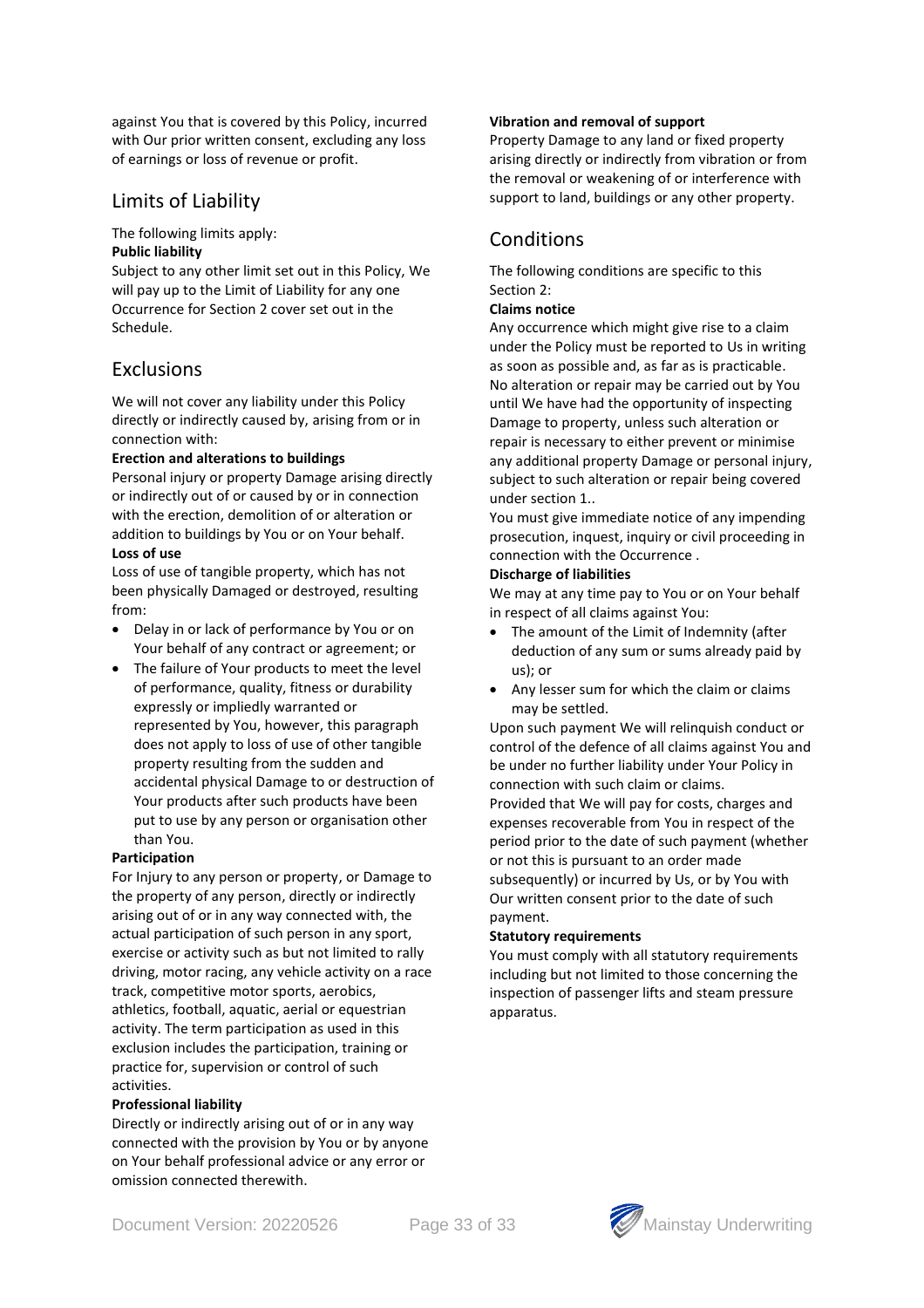against You that is covered by this Policy, incurred with Our prior written consent, excluding any loss of earnings or loss of revenue or profit.

## Limits of Liability

The following limits apply:

**Public liability**

Subject to any other limit set out in this Policy, We will pay up to the Limit of Liability for any one Occurrence for Section 2 cover set out in the Schedule.

## Exclusions

We will not cover any liability under this Policy directly or indirectly caused by, arising from or in connection with:

**Erection and alterations to buildings**

Personal injury or property Damage arising directly or indirectly out of or caused by or in connection with the erection, demolition of or alteration or addition to buildings by You or on Your behalf.

**Loss of use**

Loss of use of tangible property, which has not been physically Damaged or destroyed, resulting from:

- Delay in or lack of performance by You or on Your behalf of any contract or agreement; or
- The failure of Your products to meet the level of performance, quality, fitness or durability expressly or impliedly warranted or represented by You, however, this paragraph does not apply to loss of use of other tangible property resulting from the sudden and accidental physical Damage to or destruction of Your products after such products have been put to use by any person or organisation other than You.

**Participation**

For Injury to any person or property, or Damage to the property of any person, directly or indirectly arising out of or in any way connected with, the actual participation of such person in any sport, exercise or activity such as but not limited to rally driving, motor racing, any vehicle activity on a race track, competitive motor sports, aerobics, athletics, football, aquatic, aerial or equestrian activity. The term participation as used in this exclusion includes the participation, training or practice for, supervision or control of such activities.

**Professional liability**

Directly or indirectly arising out of or in any way connected with the provision by You or by anyone on Your behalf professional advice or any error or omission connected therewith.

**Vibration and removal of support**

Property Damage to any land or fixed property arising directly or indirectly from vibration or from the removal or weakening of or interference with support to land, buildings or any other property.

## Conditions

The following conditions are specific to this Section 2:

**Claims notice**

Any occurrence which might give rise to a claim under the Policy must be reported to Us in writing as soon as possible and, as far as is practicable. No alteration or repair may be carried out by You until We have had the opportunity of inspecting Damage to property, unless such alteration or repair is necessary to either prevent or minimise any additional property Damage or personal injury, subject to such alteration or repair being covered under section 1..

You must give immediate notice of any impending prosecution, inquest, inquiry or civil proceeding in connection with the Occurrence .

**Discharge of liabilities**

We may at any time pay to You or on Your behalf in respect of all claims against You:

- The amount of the Limit of Indemnity (after deduction of any sum or sums already paid by us); or
- Any lesser sum for which the claim or claims may be settled.

Upon such payment We will relinquish conduct or control of the defence of all claims against You and be under no further liability under Your Policy in connection with such claim or claims.

Provided that We will pay for costs, charges and expenses recoverable from You in respect of the period prior to the date of such payment (whether or not this is pursuant to an order made subsequently) or incurred by Us, or by You with Our written consent prior to the date of such payment.

**Statutory requirements**

You must comply with all statutory requirements including but not limited to those concerning the inspection of passenger lifts and steam pressure apparatus.